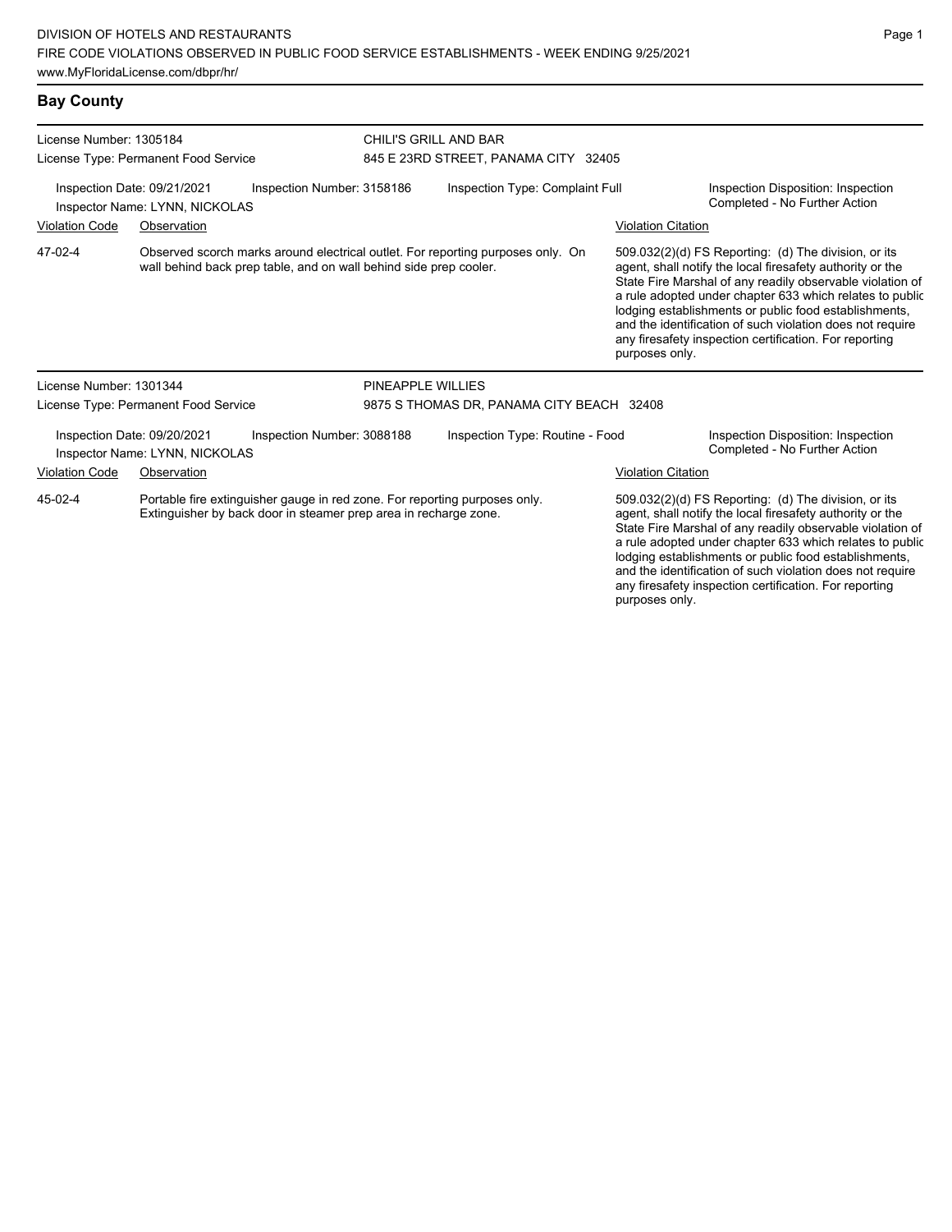DIVISION OF HOTELS AND RESTAURANTS
FIRE CODE VIOLATIONS OBSERVED IN PUBLIC FOOD SERVICE ESTABLISHMENTS - WEEK ENDING 9/25/2021
www.MyFloridaLicense.com/dbpr/hr/

## Bay County

**License Number:** 1305184
**License Type:** Permanent Food Service
**CHILI'S GRILL AND BAR**
845 E 23RD STREET, PANAMA CITY 32405

**Inspection Date:** 09/21/2021
**Inspector Name:** LYNN, NICKOLAS
**Inspection Number:** 3158186
**Inspection Type:** Complaint Full
**Inspection Disposition:** Inspection Completed - No Further Action

| Violation Code | Observation | Violation Citation |
| --- | --- | --- |
| 47-02-4 | Observed scorch marks around electrical outlet. For reporting purposes only. On wall behind back prep table, and on wall behind side prep cooler. | 509.032(2)(d) FS Reporting: (d) The division, or its agent, shall notify the local firesafety authority or the State Fire Marshal of any readily observable violation of a rule adopted under chapter 633 which relates to public lodging establishments or public food establishments, and the identification of such violation does not require any firesafety inspection certification. For reporting purposes only. |

**License Number:** 1301344
**License Type:** Permanent Food Service
**PINEAPPLE WILLIES**
9875 S THOMAS DR, PANAMA CITY BEACH 32408

**Inspection Date:** 09/20/2021
**Inspector Name:** LYNN, NICKOLAS
**Inspection Number:** 3088188
**Inspection Type:** Routine - Food
**Inspection Disposition:** Inspection Completed - No Further Action

| Violation Code | Observation | Violation Citation |
| --- | --- | --- |
| 45-02-4 | Portable fire extinguisher gauge in red zone. For reporting purposes only. Extinguisher by back door in steamer prep area in recharge zone. | 509.032(2)(d) FS Reporting: (d) The division, or its agent, shall notify the local firesafety authority or the State Fire Marshal of any readily observable violation of a rule adopted under chapter 633 which relates to public lodging establishments or public food establishments, and the identification of such violation does not require any firesafety inspection certification. For reporting purposes only. |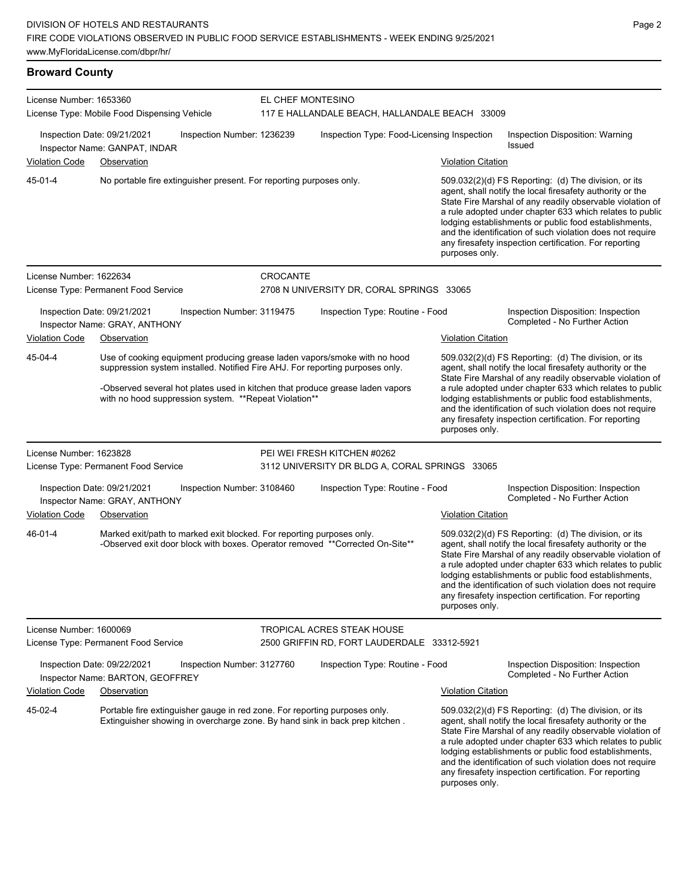## Broward County

**License Number:** 1653360
**License Type:** Mobile Food Dispensing Vehicle
**EL CHEF MONTESINO**
117 E HALLANDALE BEACH, HALLANDALE BEACH 33009

Inspection Date: 09/21/2021 | Inspection Number: 1236239 | Inspection Type: Food-Licensing Inspection | Inspection Disposition: Warning Issued
Inspector Name: GANPAT, INDAR

| Violation Code | Observation | Violation Citation |
|---|---|---|
| 45-01-4 | No portable fire extinguisher present. For reporting purposes only. | 509.032(2)(d) FS Reporting: (d) The division, or its agent, shall notify the local firesafety authority or the State Fire Marshal of any readily observable violation of a rule adopted under chapter 633 which relates to public lodging establishments or public food establishments, and the identification of such violation does not require any firesafety inspection certification. For reporting purposes only. |

**License Number:** 1622634
**License Type:** Permanent Food Service
**CROCANTE**
2708 N UNIVERSITY DR, CORAL SPRINGS 33065

Inspection Date: 09/21/2021 | Inspection Number: 3119475 | Inspection Type: Routine - Food | Inspection Disposition: Inspection Completed - No Further Action
Inspector Name: GRAY, ANTHONY

| Violation Code | Observation | Violation Citation |
|---|---|---|
| 45-04-4 | Use of cooking equipment producing grease laden vapors/smoke with no hood suppression system installed. Notified Fire AHJ. For reporting purposes only.<br><br>-Observed several hot plates used in kitchen that produce grease laden vapors with no hood suppression system. **Repeat Violation** | 509.032(2)(d) FS Reporting: (d) The division, or its agent, shall notify the local firesafety authority or the State Fire Marshal of any readily observable violation of a rule adopted under chapter 633 which relates to public lodging establishments or public food establishments, and the identification of such violation does not require any firesafety inspection certification. For reporting purposes only. |

**License Number:** 1623828
**License Type:** Permanent Food Service
**PEI WEI FRESH KITCHEN #0262**
3112 UNIVERSITY DR BLDG A, CORAL SPRINGS 33065

Inspection Date: 09/21/2021 | Inspection Number: 3108460 | Inspection Type: Routine - Food | Inspection Disposition: Inspection Completed - No Further Action
Inspector Name: GRAY, ANTHONY

| Violation Code | Observation | Violation Citation |
|---|---|---|
| 46-01-4 | Marked exit/path to marked exit blocked. For reporting purposes only.<br>-Observed exit door block with boxes. Operator removed **Corrected On-Site** | 509.032(2)(d) FS Reporting: (d) The division, or its agent, shall notify the local firesafety authority or the State Fire Marshal of any readily observable violation of a rule adopted under chapter 633 which relates to public lodging establishments or public food establishments, and the identification of such violation does not require any firesafety inspection certification. For reporting purposes only. |

**License Number:** 1600069
**License Type:** Permanent Food Service
**TROPICAL ACRES STEAK HOUSE**
2500 GRIFFIN RD, FORT LAUDERDALE 33312-5921

Inspection Date: 09/22/2021 | Inspection Number: 3127760 | Inspection Type: Routine - Food | Inspection Disposition: Inspection Completed - No Further Action
Inspector Name: BARTON, GEOFFREY

| Violation Code | Observation | Violation Citation |
|---|---|---|
| 45-02-4 | Portable fire extinguisher gauge in red zone. For reporting purposes only.<br>Extinguisher showing in overcharge zone. By hand sink in back prep kitchen . | 509.032(2)(d) FS Reporting: (d) The division, or its agent, shall notify the local firesafety authority or the State Fire Marshal of any readily observable violation of a rule adopted under chapter 633 which relates to public lodging establishments or public food establishments, and the identification of such violation does not require any firesafety inspection certification. For reporting purposes only. |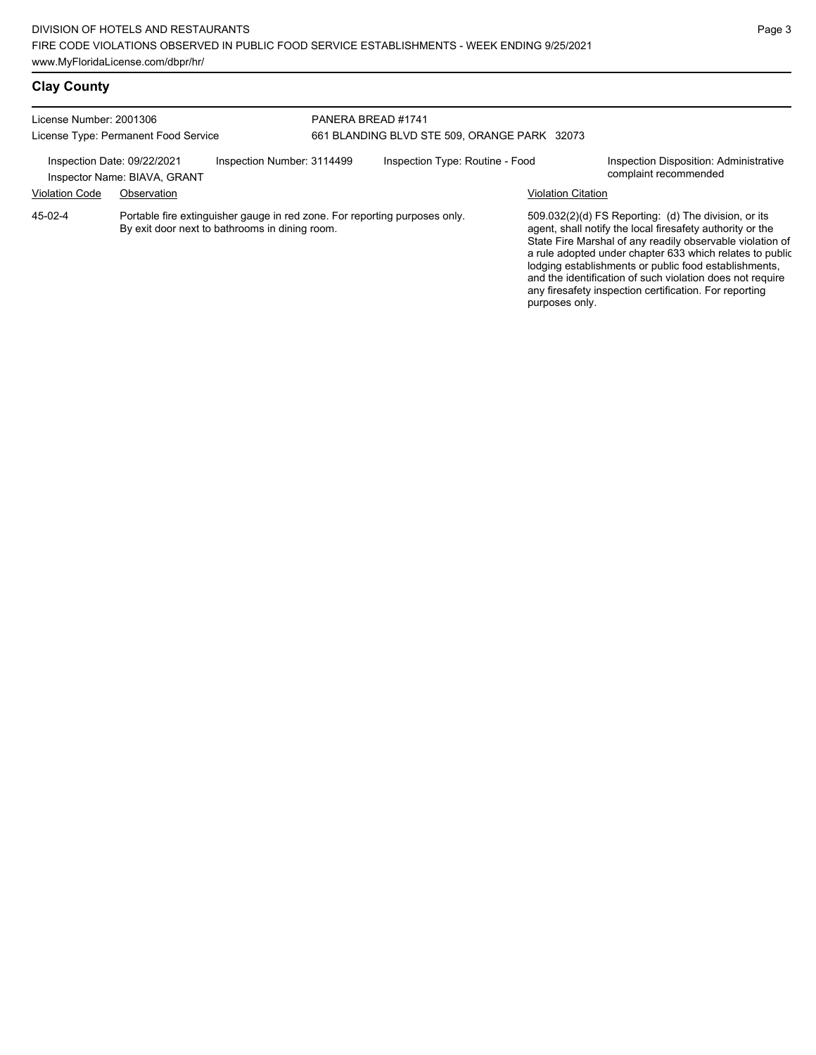## Clay County

License Number: 2001306
License Type: Permanent Food Service

PANERA BREAD #1741
661 BLANDING BLVD STE 509, ORANGE PARK 32073

Inspection Date: 09/22/2021
Inspector Name: BIAVA, GRANT

Inspection Number: 3114499

Inspection Type: Routine - Food

Inspection Disposition: Administrative complaint recommended

| Violation Code | Observation | Violation Citation |
|---|---|---|
| 45-02-4 | Portable fire extinguisher gauge in red zone. For reporting purposes only. By exit door next to bathrooms in dining room. | 509.032(2)(d) FS Reporting: (d) The division, or its agent, shall notify the local firesafety authority or the State Fire Marshal of any readily observable violation of a rule adopted under chapter 633 which relates to public lodging establishments or public food establishments, and the identification of such violation does not require any firesafety inspection certification. For reporting purposes only. |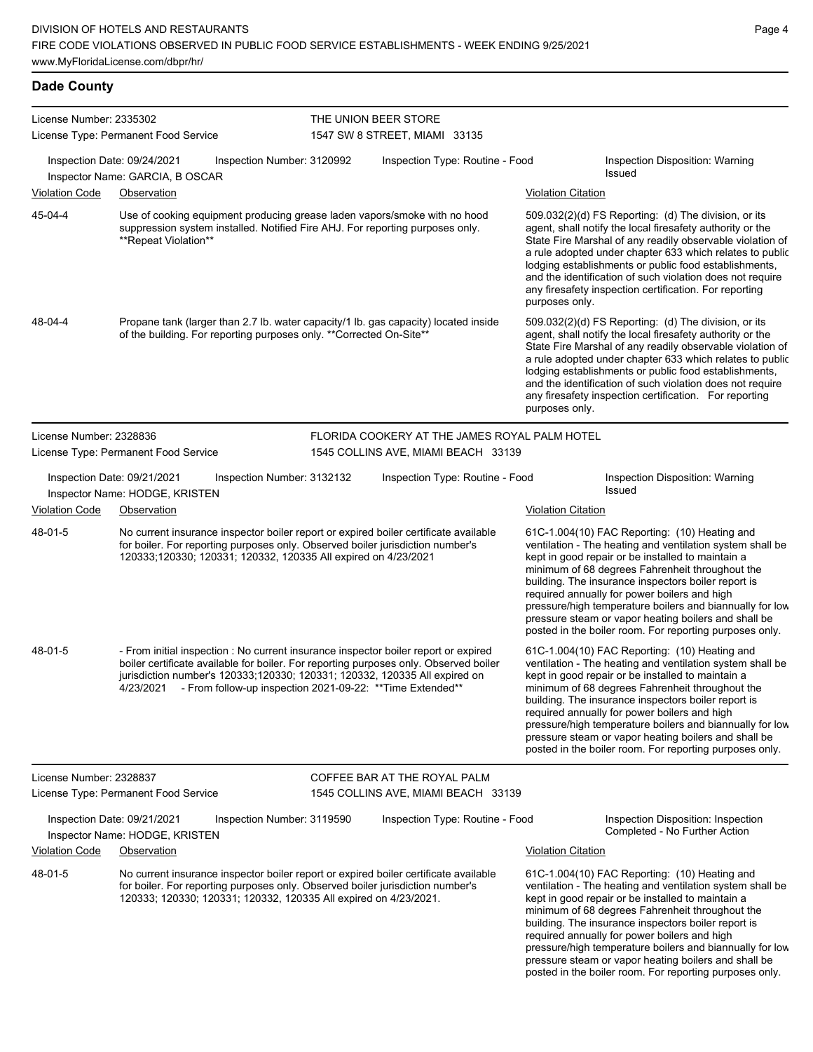## Dade County

**License Number:** 2335302 — THE UNION BEER STORE
**License Type:** Permanent Food Service — 1547 SW 8 STREET, MIAMI 33135

Inspection Date: 09/24/2021 | Inspection Number: 3120992 | Inspection Type: Routine - Food | Inspection Disposition: Warning Issued
Inspector Name: GARCIA, B OSCAR

| Violation Code | Observation | Violation Citation |
|---|---|---|
| 45-04-4 | Use of cooking equipment producing grease laden vapors/smoke with no hood suppression system installed. Notified Fire AHJ. For reporting purposes only. **Repeat Violation** | 509.032(2)(d) FS Reporting: (d) The division, or its agent, shall notify the local firesafety authority or the State Fire Marshal of any readily observable violation of a rule adopted under chapter 633 which relates to public lodging establishments or public food establishments, and the identification of such violation does not require any firesafety inspection certification. For reporting purposes only. |
| 48-04-4 | Propane tank (larger than 2.7 lb. water capacity/1 lb. gas capacity) located inside of the building. For reporting purposes only. **Corrected On-Site** | 509.032(2)(d) FS Reporting: (d) The division, or its agent, shall notify the local firesafety authority or the State Fire Marshal of any readily observable violation of a rule adopted under chapter 633 which relates to public lodging establishments or public food establishments, and the identification of such violation does not require any firesafety inspection certification. For reporting purposes only. |

**License Number:** 2328836 — FLORIDA COOKERY AT THE JAMES ROYAL PALM HOTEL
**License Type:** Permanent Food Service — 1545 COLLINS AVE, MIAMI BEACH 33139

Inspection Date: 09/21/2021 | Inspection Number: 3132132 | Inspection Type: Routine - Food | Inspection Disposition: Warning Issued
Inspector Name: HODGE, KRISTEN

| Violation Code | Observation | Violation Citation |
|---|---|---|
| 48-01-5 | No current insurance inspector boiler report or expired boiler certificate available for boiler. For reporting purposes only. Observed boiler jurisdiction number's 120333;120330; 120331; 120332, 120335 All expired on 4/23/2021 | 61C-1.004(10) FAC Reporting: (10) Heating and ventilation - The heating and ventilation system shall be kept in good repair or be installed to maintain a minimum of 68 degrees Fahrenheit throughout the building. The insurance inspectors boiler report is required annually for power boilers and high pressure/high temperature boilers and biannually for low pressure steam or vapor heating boilers and shall be posted in the boiler room. For reporting purposes only. |
| 48-01-5 | - From initial inspection : No current insurance inspector boiler report or expired boiler certificate available for boiler. For reporting purposes only. Observed boiler jurisdiction number's 120333;120330; 120331; 120332, 120335 All expired on 4/23/2021 - From follow-up inspection 2021-09-22: **Time Extended** | 61C-1.004(10) FAC Reporting: (10) Heating and ventilation - The heating and ventilation system shall be kept in good repair or be installed to maintain a minimum of 68 degrees Fahrenheit throughout the building. The insurance inspectors boiler report is required annually for power boilers and high pressure/high temperature boilers and biannually for low pressure steam or vapor heating boilers and shall be posted in the boiler room. For reporting purposes only. |

**License Number:** 2328837 — COFFEE BAR AT THE ROYAL PALM
**License Type:** Permanent Food Service — 1545 COLLINS AVE, MIAMI BEACH 33139

Inspection Date: 09/21/2021 | Inspection Number: 3119590 | Inspection Type: Routine - Food | Inspection Disposition: Inspection Completed - No Further Action
Inspector Name: HODGE, KRISTEN

| Violation Code | Observation | Violation Citation |
|---|---|---|
| 48-01-5 | No current insurance inspector boiler report or expired boiler certificate available for boiler. For reporting purposes only. Observed boiler jurisdiction number's 120333; 120330; 120331; 120332, 120335 All expired on 4/23/2021. | 61C-1.004(10) FAC Reporting: (10) Heating and ventilation - The heating and ventilation system shall be kept in good repair or be installed to maintain a minimum of 68 degrees Fahrenheit throughout the building. The insurance inspectors boiler report is required annually for power boilers and high pressure/high temperature boilers and biannually for low pressure steam or vapor heating boilers and shall be posted in the boiler room. For reporting purposes only. |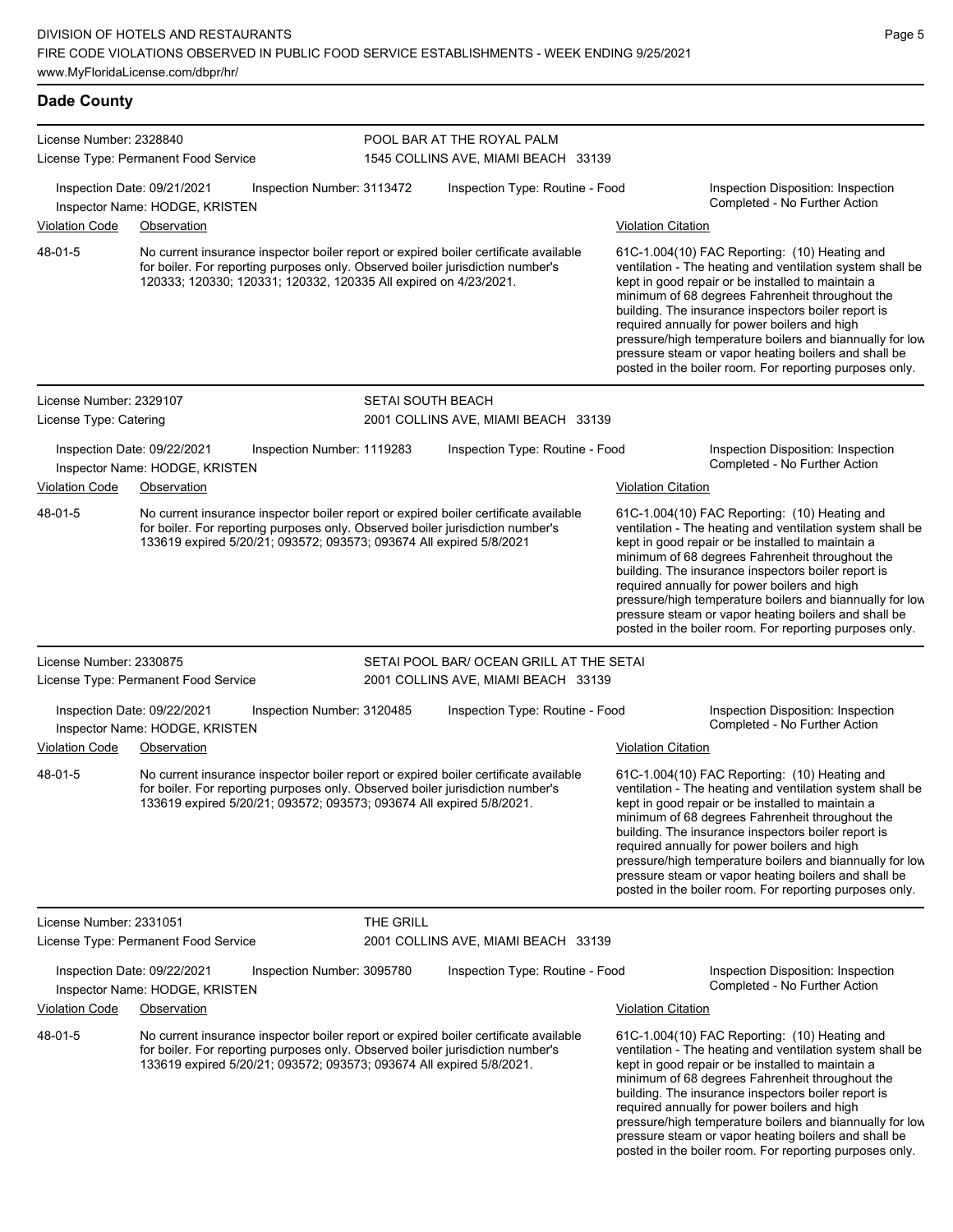## Dade County

**License Number:** 2328840
**License Type:** Permanent Food Service

**POOL BAR AT THE ROYAL PALM**
1545 COLLINS AVE, MIAMI BEACH 33139

Inspection Date: 09/21/2021 | Inspection Number: 3113472 | Inspection Type: Routine - Food | Inspection Disposition: Inspection Completed - No Further Action
Inspector Name: HODGE, KRISTEN

| Violation Code | Observation | Violation Citation |
|---|---|---|
| 48-01-5 | No current insurance inspector boiler report or expired boiler certificate available for boiler. For reporting purposes only. Observed boiler jurisdiction number's 120333; 120330; 120331; 120332, 120335 All expired on 4/23/2021. | 61C-1.004(10) FAC Reporting: (10) Heating and ventilation - The heating and ventilation system shall be kept in good repair or be installed to maintain a minimum of 68 degrees Fahrenheit throughout the building. The insurance inspectors boiler report is required annually for power boilers and high pressure/high temperature boilers and biannually for low pressure steam or vapor heating boilers and shall be posted in the boiler room. For reporting purposes only. |

---

**License Number:** 2329107
**License Type:** Catering

**SETAI SOUTH BEACH**
2001 COLLINS AVE, MIAMI BEACH 33139

Inspection Date: 09/22/2021 | Inspection Number: 1119283 | Inspection Type: Routine - Food | Inspection Disposition: Inspection Completed - No Further Action
Inspector Name: HODGE, KRISTEN

| Violation Code | Observation | Violation Citation |
|---|---|---|
| 48-01-5 | No current insurance inspector boiler report or expired boiler certificate available for boiler. For reporting purposes only. Observed boiler jurisdiction number's 133619 expired 5/20/21; 093572; 093573; 093674 All expired 5/8/2021 | 61C-1.004(10) FAC Reporting: (10) Heating and ventilation - The heating and ventilation system shall be kept in good repair or be installed to maintain a minimum of 68 degrees Fahrenheit throughout the building. The insurance inspectors boiler report is required annually for power boilers and high pressure/high temperature boilers and biannually for low pressure steam or vapor heating boilers and shall be posted in the boiler room. For reporting purposes only. |

---

**License Number:** 2330875
**License Type:** Permanent Food Service

**SETAI POOL BAR/ OCEAN GRILL AT THE SETAI**
2001 COLLINS AVE, MIAMI BEACH 33139

Inspection Date: 09/22/2021 | Inspection Number: 3120485 | Inspection Type: Routine - Food | Inspection Disposition: Inspection Completed - No Further Action
Inspector Name: HODGE, KRISTEN

| Violation Code | Observation | Violation Citation |
|---|---|---|
| 48-01-5 | No current insurance inspector boiler report or expired boiler certificate available for boiler. For reporting purposes only. Observed boiler jurisdiction number's 133619 expired 5/20/21; 093572; 093573; 093674 All expired 5/8/2021. | 61C-1.004(10) FAC Reporting: (10) Heating and ventilation - The heating and ventilation system shall be kept in good repair or be installed to maintain a minimum of 68 degrees Fahrenheit throughout the building. The insurance inspectors boiler report is required annually for power boilers and high pressure/high temperature boilers and biannually for low pressure steam or vapor heating boilers and shall be posted in the boiler room. For reporting purposes only. |

---

**License Number:** 2331051
**License Type:** Permanent Food Service

**THE GRILL**
2001 COLLINS AVE, MIAMI BEACH 33139

Inspection Date: 09/22/2021 | Inspection Number: 3095780 | Inspection Type: Routine - Food | Inspection Disposition: Inspection Completed - No Further Action
Inspector Name: HODGE, KRISTEN

| Violation Code | Observation | Violation Citation |
|---|---|---|
| 48-01-5 | No current insurance inspector boiler report or expired boiler certificate available for boiler. For reporting purposes only. Observed boiler jurisdiction number's 133619 expired 5/20/21; 093572; 093573; 093674 All expired 5/8/2021. | 61C-1.004(10) FAC Reporting: (10) Heating and ventilation - The heating and ventilation system shall be kept in good repair or be installed to maintain a minimum of 68 degrees Fahrenheit throughout the building. The insurance inspectors boiler report is required annually for power boilers and high pressure/high temperature boilers and biannually for low pressure steam or vapor heating boilers and shall be posted in the boiler room. For reporting purposes only. |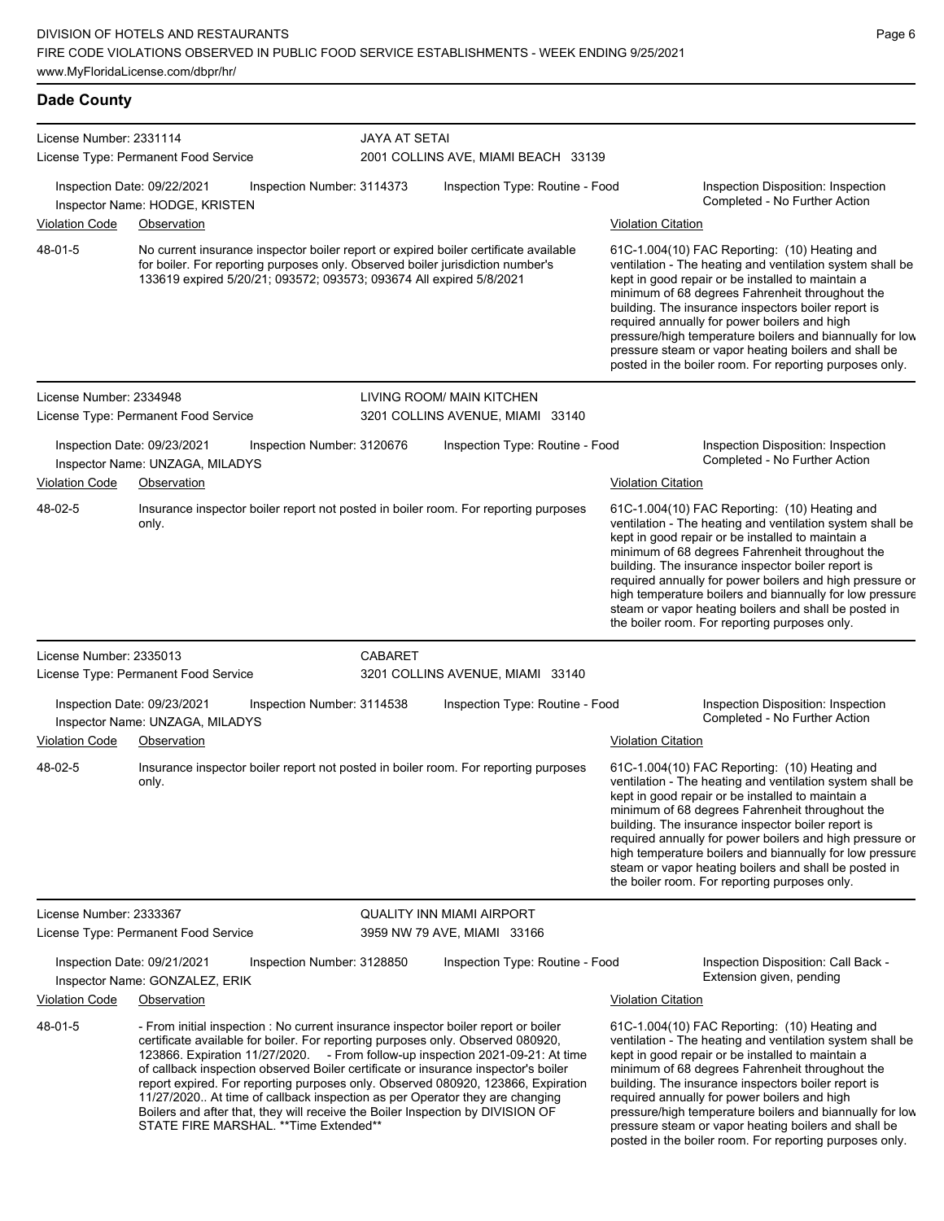## Dade County

**License Number:** 2331114 — **JAYA AT SETAI**
**License Type:** Permanent Food Service — 2001 COLLINS AVE, MIAMI BEACH 33139

Inspection Date: 09/22/2021 | Inspection Number: 3114373 | Inspection Type: Routine - Food | Inspection Disposition: Inspection Completed - No Further Action
Inspector Name: HODGE, KRISTEN

| Violation Code | Observation | Violation Citation |
|---|---|---|
| 48-01-5 | No current insurance inspector boiler report or expired boiler certificate available for boiler. For reporting purposes only. Observed boiler jurisdiction number's 133619 expired 5/20/21; 093572; 093573; 093674 All expired 5/8/2021 | 61C-1.004(10) FAC Reporting: (10) Heating and ventilation - The heating and ventilation system shall be kept in good repair or be installed to maintain a minimum of 68 degrees Fahrenheit throughout the building. The insurance inspectors boiler report is required annually for power boilers and high pressure/high temperature boilers and biannually for low pressure steam or vapor heating boilers and shall be posted in the boiler room. For reporting purposes only. |

**License Number:** 2334948 — **LIVING ROOM/ MAIN KITCHEN**
**License Type:** Permanent Food Service — 3201 COLLINS AVENUE, MIAMI 33140

Inspection Date: 09/23/2021 | Inspection Number: 3120676 | Inspection Type: Routine - Food | Inspection Disposition: Inspection Completed - No Further Action
Inspector Name: UNZAGA, MILADYS

| Violation Code | Observation | Violation Citation |
|---|---|---|
| 48-02-5 | Insurance inspector boiler report not posted in boiler room. For reporting purposes only. | 61C-1.004(10) FAC Reporting: (10) Heating and ventilation - The heating and ventilation system shall be kept in good repair or be installed to maintain a minimum of 68 degrees Fahrenheit throughout the building. The insurance inspector boiler report is required annually for power boilers and high pressure or high temperature boilers and biannually for low pressure steam or vapor heating boilers and shall be posted in the boiler room. For reporting purposes only. |

**License Number:** 2335013 — **CABARET**
**License Type:** Permanent Food Service — 3201 COLLINS AVENUE, MIAMI 33140

Inspection Date: 09/23/2021 | Inspection Number: 3114538 | Inspection Type: Routine - Food | Inspection Disposition: Inspection Completed - No Further Action
Inspector Name: UNZAGA, MILADYS

| Violation Code | Observation | Violation Citation |
|---|---|---|
| 48-02-5 | Insurance inspector boiler report not posted in boiler room. For reporting purposes only. | 61C-1.004(10) FAC Reporting: (10) Heating and ventilation - The heating and ventilation system shall be kept in good repair or be installed to maintain a minimum of 68 degrees Fahrenheit throughout the building. The insurance inspector boiler report is required annually for power boilers and high pressure or high temperature boilers and biannually for low pressure steam or vapor heating boilers and shall be posted in the boiler room. For reporting purposes only. |

**License Number:** 2333367 — **QUALITY INN MIAMI AIRPORT**
**License Type:** Permanent Food Service — 3959 NW 79 AVE, MIAMI 33166

Inspection Date: 09/21/2021 | Inspection Number: 3128850 | Inspection Type: Routine - Food | Inspection Disposition: Call Back - Extension given, pending
Inspector Name: GONZALEZ, ERIK

| Violation Code | Observation | Violation Citation |
|---|---|---|
| 48-01-5 | - From initial inspection : No current insurance inspector boiler report or boiler certificate available for boiler. For reporting purposes only. Observed 080920, 123866. Expiration 11/27/2020. - From follow-up inspection 2021-09-21: At time of callback inspection observed Boiler certificate or insurance inspector's boiler report expired. For reporting purposes only. Observed 080920, 123866, Expiration 11/27/2020.. At time of callback inspection as per Operator they are changing Boilers and after that, they will receive the Boiler Inspection by DIVISION OF STATE FIRE MARSHAL. **Time Extended** | 61C-1.004(10) FAC Reporting: (10) Heating and ventilation - The heating and ventilation system shall be kept in good repair or be installed to maintain a minimum of 68 degrees Fahrenheit throughout the building. The insurance inspectors boiler report is required annually for power boilers and high pressure/high temperature boilers and biannually for low pressure steam or vapor heating boilers and shall be posted in the boiler room. For reporting purposes only. |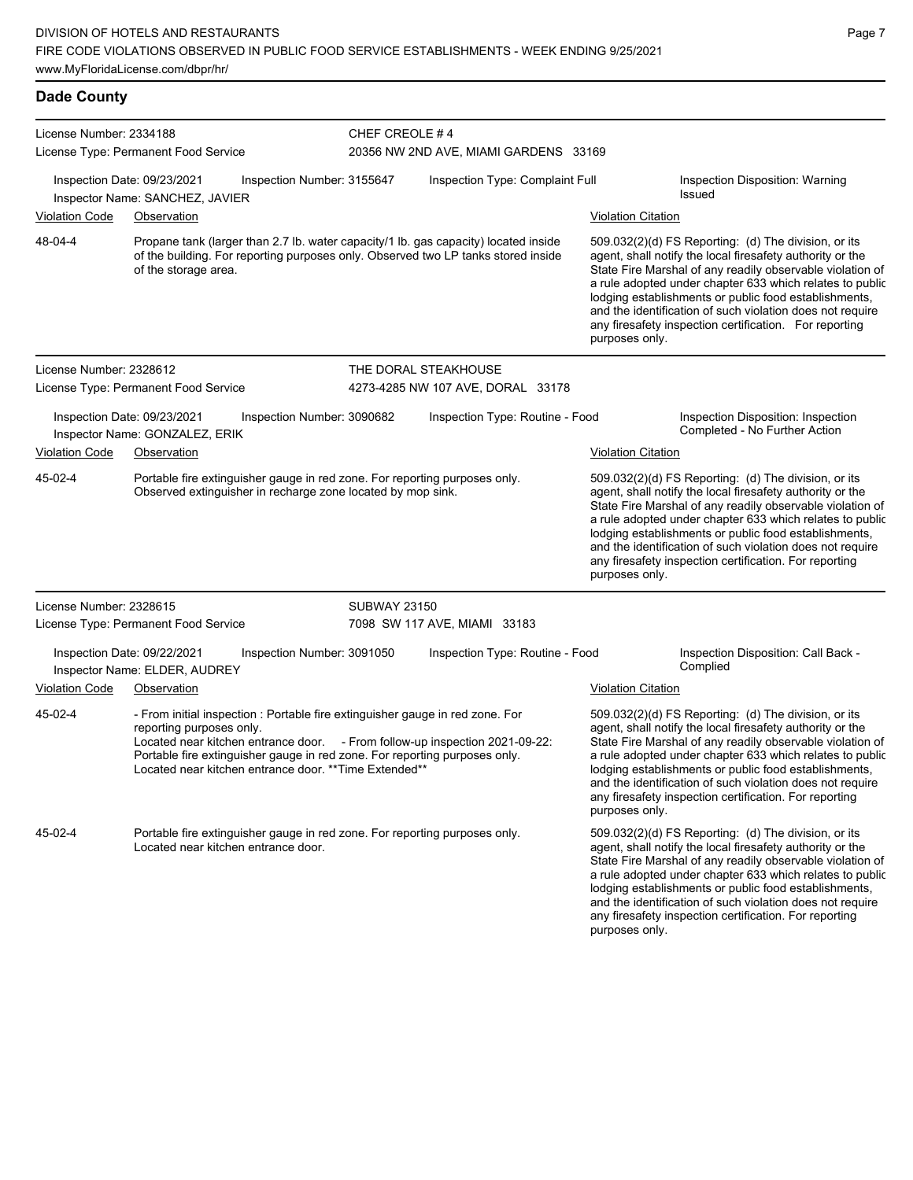## Dade County

**License Number:** 2334188
**License Type:** Permanent Food Service
**CHEF CREOLE # 4**
20356 NW 2ND AVE, MIAMI GARDENS 33169

Inspection Date: 09/23/2021 | Inspection Number: 3155647 | Inspection Type: Complaint Full | Inspection Disposition: Warning Issued
Inspector Name: SANCHEZ, JAVIER

| Violation Code | Observation | Violation Citation |
|---|---|---|
| 48-04-4 | Propane tank (larger than 2.7 lb. water capacity/1 lb. gas capacity) located inside of the building. For reporting purposes only. Observed two LP tanks stored inside of the storage area. | 509.032(2)(d) FS Reporting: (d) The division, or its agent, shall notify the local firesafety authority or the State Fire Marshal of any readily observable violation of a rule adopted under chapter 633 which relates to public lodging establishments or public food establishments, and the identification of such violation does not require any firesafety inspection certification. For reporting purposes only. |

**License Number:** 2328612
**License Type:** Permanent Food Service
**THE DORAL STEAKHOUSE**
4273-4285 NW 107 AVE, DORAL 33178

Inspection Date: 09/23/2021 | Inspection Number: 3090682 | Inspection Type: Routine - Food | Inspection Disposition: Inspection Completed - No Further Action
Inspector Name: GONZALEZ, ERIK

| Violation Code | Observation | Violation Citation |
|---|---|---|
| 45-02-4 | Portable fire extinguisher gauge in red zone. For reporting purposes only. Observed extinguisher in recharge zone located by mop sink. | 509.032(2)(d) FS Reporting: (d) The division, or its agent, shall notify the local firesafety authority or the State Fire Marshal of any readily observable violation of a rule adopted under chapter 633 which relates to public lodging establishments or public food establishments, and the identification of such violation does not require any firesafety inspection certification. For reporting purposes only. |

**License Number:** 2328615
**License Type:** Permanent Food Service
**SUBWAY 23150**
7098 SW 117 AVE, MIAMI 33183

Inspection Date: 09/22/2021 | Inspection Number: 3091050 | Inspection Type: Routine - Food | Inspection Disposition: Call Back - Complied
Inspector Name: ELDER, AUDREY

| Violation Code | Observation | Violation Citation |
|---|---|---|
| 45-02-4 | - From initial inspection : Portable fire extinguisher gauge in red zone. For reporting purposes only. Located near kitchen entrance door. - From follow-up inspection 2021-09-22: Portable fire extinguisher gauge in red zone. For reporting purposes only. Located near kitchen entrance door. **Time Extended** | 509.032(2)(d) FS Reporting: (d) The division, or its agent, shall notify the local firesafety authority or the State Fire Marshal of any readily observable violation of a rule adopted under chapter 633 which relates to public lodging establishments or public food establishments, and the identification of such violation does not require any firesafety inspection certification. For reporting purposes only. |
| 45-02-4 | Portable fire extinguisher gauge in red zone. For reporting purposes only. Located near kitchen entrance door. | 509.032(2)(d) FS Reporting: (d) The division, or its agent, shall notify the local firesafety authority or the State Fire Marshal of any readily observable violation of a rule adopted under chapter 633 which relates to public lodging establishments or public food establishments, and the identification of such violation does not require any firesafety inspection certification. For reporting purposes only. |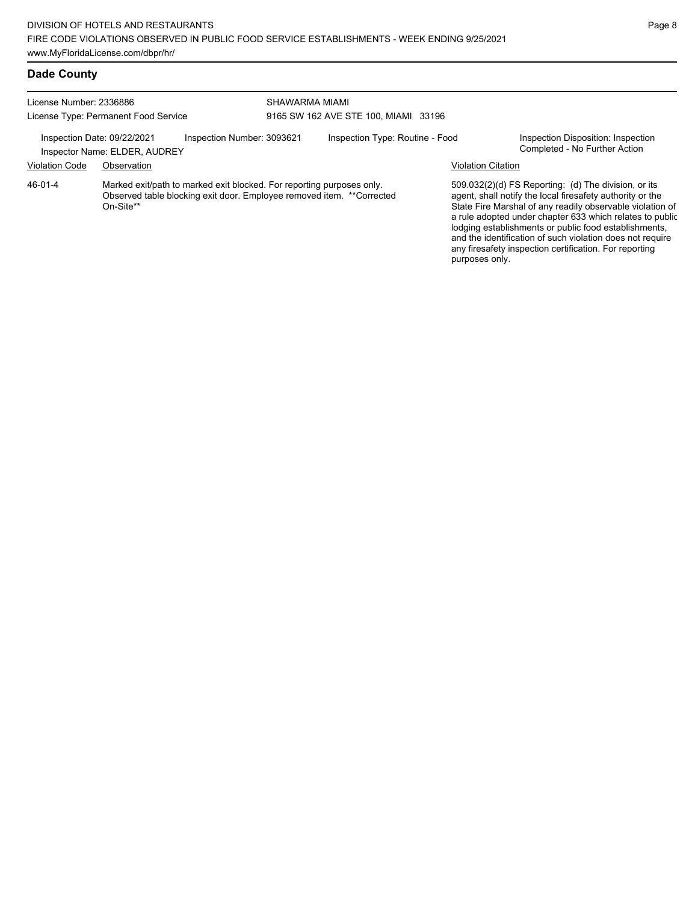## Dade County

License Number: 2336886

License Type: Permanent Food Service

SHAWARMA MIAMI

9165 SW 162 AVE STE 100, MIAMI 33196

Inspection Date: 09/22/2021

Inspection Number: 3093621

Inspection Type: Routine - Food

Inspection Disposition: Inspection Completed - No Further Action

Inspector Name: ELDER, AUDREY

| Violation Code | Observation | Violation Citation |
|---|---|---|
| 46-01-4 | Marked exit/path to marked exit blocked. For reporting purposes only. Observed table blocking exit door. Employee removed item. **Corrected On-Site** | 509.032(2)(d) FS Reporting: (d) The division, or its agent, shall notify the local firesafety authority or the State Fire Marshal of any readily observable violation of a rule adopted under chapter 633 which relates to public lodging establishments or public food establishments, and the identification of such violation does not require any firesafety inspection certification. For reporting purposes only. |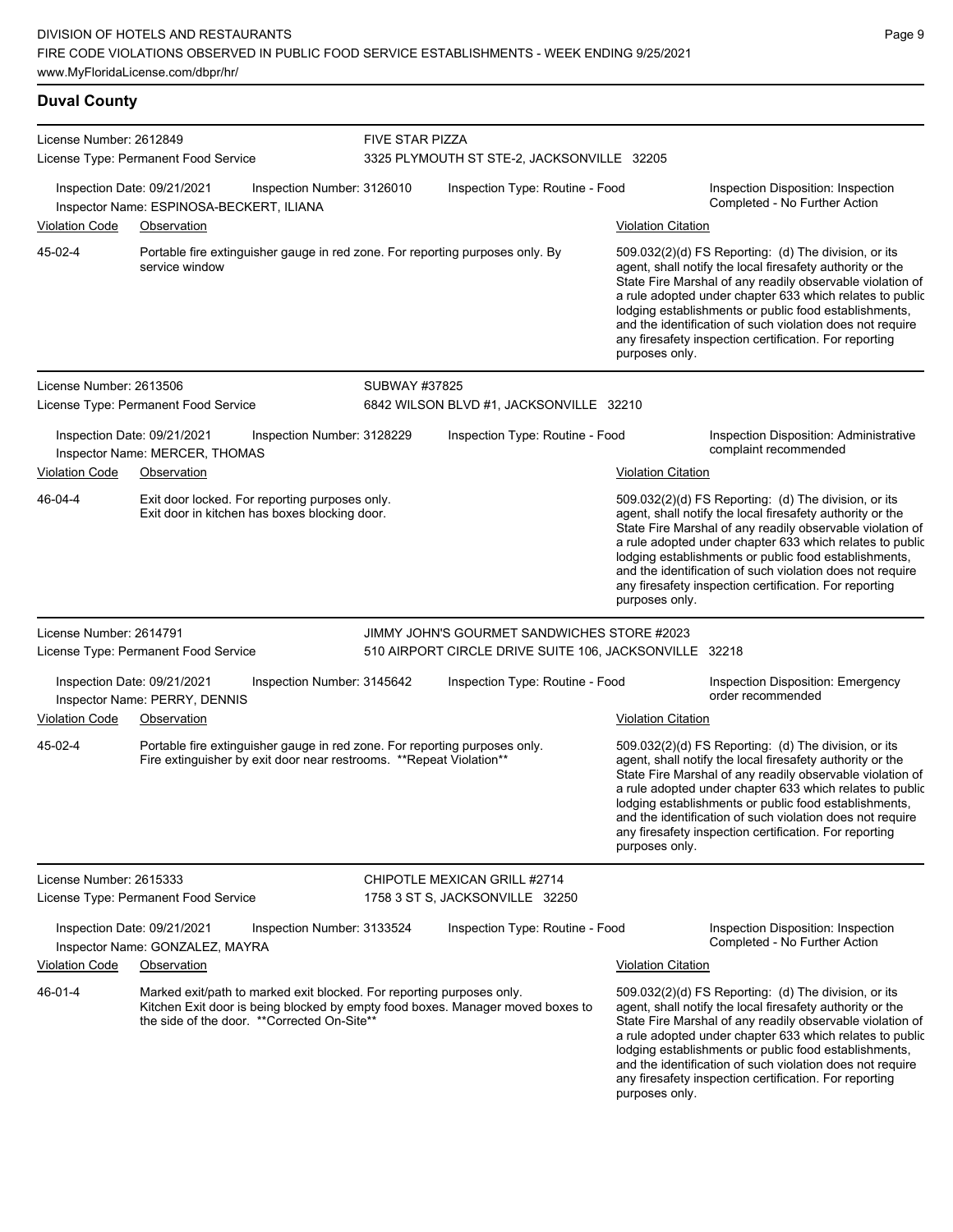## Duval County

**License Number:** 2612849
**License Type:** Permanent Food Service
**FIVE STAR PIZZA**
3325 PLYMOUTH ST STE-2, JACKSONVILLE 32205

Inspection Date: 09/21/2021 | Inspection Number: 3126010 | Inspection Type: Routine - Food | Inspection Disposition: Inspection Completed - No Further Action
Inspector Name: ESPINOSA-BECKERT, ILIANA

| Violation Code | Observation | Violation Citation |
|---|---|---|
| 45-02-4 | Portable fire extinguisher gauge in red zone. For reporting purposes only. By service window | 509.032(2)(d) FS Reporting: (d) The division, or its agent, shall notify the local firesafety authority or the State Fire Marshal of any readily observable violation of a rule adopted under chapter 633 which relates to public lodging establishments or public food establishments, and the identification of such violation does not require any firesafety inspection certification. For reporting purposes only. |

**License Number:** 2613506
**License Type:** Permanent Food Service
**SUBWAY #37825**
6842 WILSON BLVD #1, JACKSONVILLE 32210

Inspection Date: 09/21/2021 | Inspection Number: 3128229 | Inspection Type: Routine - Food | Inspection Disposition: Administrative complaint recommended
Inspector Name: MERCER, THOMAS

| Violation Code | Observation | Violation Citation |
|---|---|---|
| 46-04-4 | Exit door locked. For reporting purposes only. Exit door in kitchen has boxes blocking door. | 509.032(2)(d) FS Reporting: (d) The division, or its agent, shall notify the local firesafety authority or the State Fire Marshal of any readily observable violation of a rule adopted under chapter 633 which relates to public lodging establishments or public food establishments, and the identification of such violation does not require any firesafety inspection certification. For reporting purposes only. |

**License Number:** 2614791
**License Type:** Permanent Food Service
**JIMMY JOHN'S GOURMET SANDWICHES STORE #2023**
510 AIRPORT CIRCLE DRIVE SUITE 106, JACKSONVILLE 32218

Inspection Date: 09/21/2021 | Inspection Number: 3145642 | Inspection Type: Routine - Food | Inspection Disposition: Emergency order recommended
Inspector Name: PERRY, DENNIS

| Violation Code | Observation | Violation Citation |
|---|---|---|
| 45-02-4 | Portable fire extinguisher gauge in red zone. For reporting purposes only. Fire extinguisher by exit door near restrooms. **Repeat Violation** | 509.032(2)(d) FS Reporting: (d) The division, or its agent, shall notify the local firesafety authority or the State Fire Marshal of any readily observable violation of a rule adopted under chapter 633 which relates to public lodging establishments or public food establishments, and the identification of such violation does not require any firesafety inspection certification. For reporting purposes only. |

**License Number:** 2615333
**License Type:** Permanent Food Service
**CHIPOTLE MEXICAN GRILL #2714**
1758 3 ST S, JACKSONVILLE 32250

Inspection Date: 09/21/2021 | Inspection Number: 3133524 | Inspection Type: Routine - Food | Inspection Disposition: Inspection Completed - No Further Action
Inspector Name: GONZALEZ, MAYRA

| Violation Code | Observation | Violation Citation |
|---|---|---|
| 46-01-4 | Marked exit/path to marked exit blocked. For reporting purposes only. Kitchen Exit door is being blocked by empty food boxes. Manager moved boxes to the side of the door. **Corrected On-Site** | 509.032(2)(d) FS Reporting: (d) The division, or its agent, shall notify the local firesafety authority or the State Fire Marshal of any readily observable violation of a rule adopted under chapter 633 which relates to public lodging establishments or public food establishments, and the identification of such violation does not require any firesafety inspection certification. For reporting purposes only. |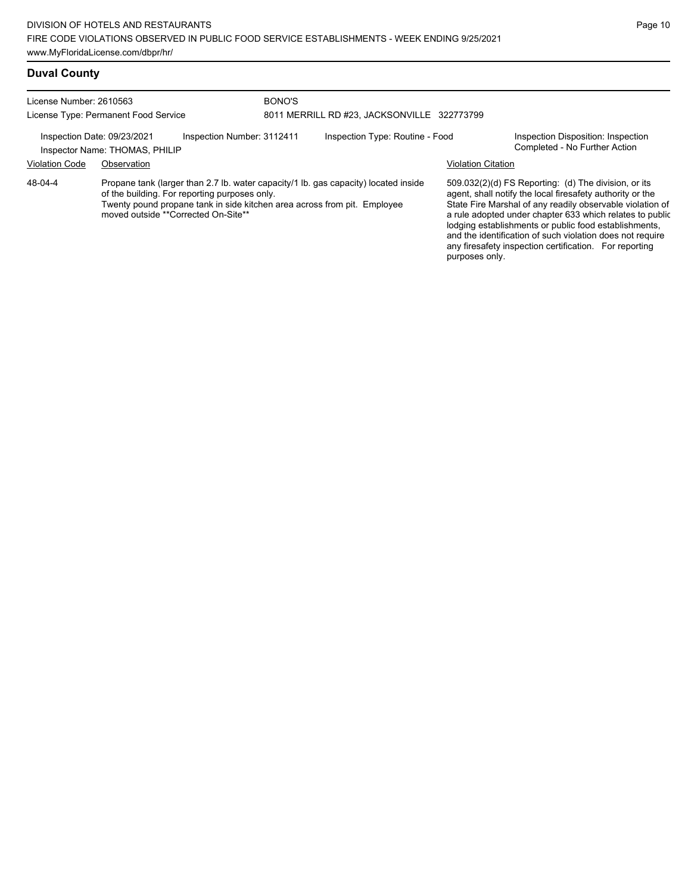## Duval County

License Number: 2610563
License Type: Permanent Food Service

BONO'S
8011 MERRILL RD #23, JACKSONVILLE 322773799

Inspection Date: 09/23/2021
Inspector Name: THOMAS, PHILIP
Inspection Number: 3112411
Inspection Type: Routine - Food
Inspection Disposition: Inspection Completed - No Further Action

| Violation Code | Observation | Violation Citation |
| --- | --- | --- |
| 48-04-4 | Propane tank (larger than 2.7 lb. water capacity/1 lb. gas capacity) located inside of the building. For reporting purposes only. Twenty pound propane tank in side kitchen area across from pit. Employee moved outside **Corrected On-Site** | 509.032(2)(d) FS Reporting: (d) The division, or its agent, shall notify the local firesafety authority or the State Fire Marshal of any readily observable violation of a rule adopted under chapter 633 which relates to public lodging establishments or public food establishments, and the identification of such violation does not require any firesafety inspection certification. For reporting purposes only. |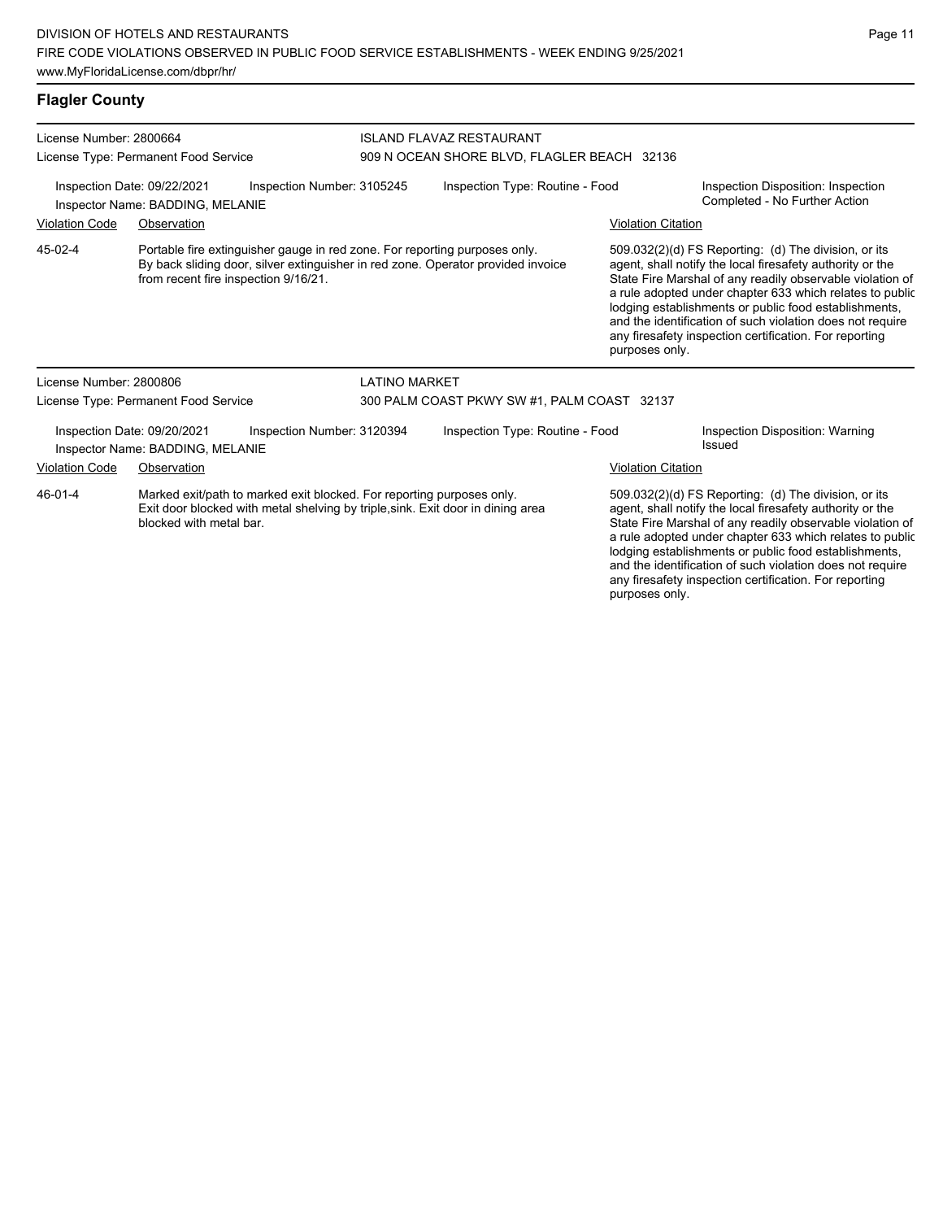## Flagler County

**License Number:** 2800664
**License Type:** Permanent Food Service
**ISLAND FLAVAZ RESTAURANT**
909 N OCEAN SHORE BLVD, FLAGLER BEACH 32136

Inspection Date: 09/22/2021 | Inspection Number: 3105245 | Inspection Type: Routine - Food | Inspection Disposition: Inspection Completed - No Further Action
Inspector Name: BADDING, MELANIE

| Violation Code | Observation | Violation Citation |
|---|---|---|
| 45-02-4 | Portable fire extinguisher gauge in red zone. For reporting purposes only. By back sliding door, silver extinguisher in red zone. Operator provided invoice from recent fire inspection 9/16/21. | 509.032(2)(d) FS Reporting: (d) The division, or its agent, shall notify the local firesafety authority or the State Fire Marshal of any readily observable violation of a rule adopted under chapter 633 which relates to public lodging establishments or public food establishments, and the identification of such violation does not require any firesafety inspection certification. For reporting purposes only. |

**License Number:** 2800806
**License Type:** Permanent Food Service
**LATINO MARKET**
300 PALM COAST PKWY SW #1, PALM COAST 32137

Inspection Date: 09/20/2021 | Inspection Number: 3120394 | Inspection Type: Routine - Food | Inspection Disposition: Warning Issued
Inspector Name: BADDING, MELANIE

| Violation Code | Observation | Violation Citation |
|---|---|---|
| 46-01-4 | Marked exit/path to marked exit blocked. For reporting purposes only. Exit door blocked with metal shelving by triple,sink. Exit door in dining area blocked with metal bar. | 509.032(2)(d) FS Reporting: (d) The division, or its agent, shall notify the local firesafety authority or the State Fire Marshal of any readily observable violation of a rule adopted under chapter 633 which relates to public lodging establishments or public food establishments, and the identification of such violation does not require any firesafety inspection certification. For reporting purposes only. |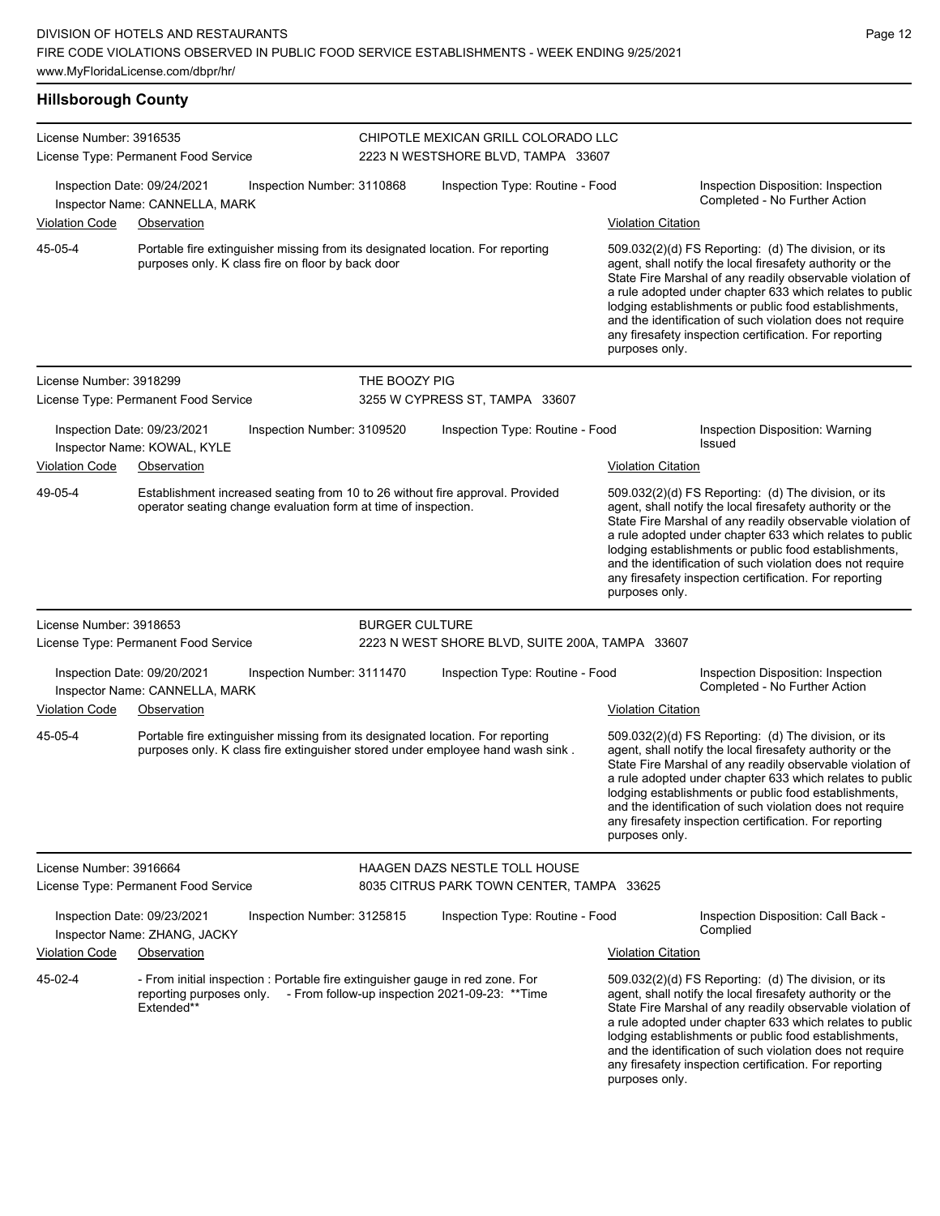## Hillsborough County

**License Number:** 3916535
**License Type:** Permanent Food Service

**CHIPOTLE MEXICAN GRILL COLORADO LLC**
2223 N WESTSHORE BLVD, TAMPA 33607

Inspection Date: 09/24/2021 | Inspection Number: 3110868 | Inspection Type: Routine - Food | Inspection Disposition: Inspection Completed - No Further Action
Inspector Name: CANNELLA, MARK

| Violation Code | Observation | Violation Citation |
|---|---|---|
| 45-05-4 | Portable fire extinguisher missing from its designated location. For reporting purposes only. K class fire on floor by back door | 509.032(2)(d) FS Reporting: (d) The division, or its agent, shall notify the local firesafety authority or the State Fire Marshal of any readily observable violation of a rule adopted under chapter 633 which relates to public lodging establishments or public food establishments, and the identification of such violation does not require any firesafety inspection certification. For reporting purposes only. |

---

**License Number:** 3918299
**License Type:** Permanent Food Service

**THE BOOZY PIG**
3255 W CYPRESS ST, TAMPA 33607

Inspection Date: 09/23/2021 | Inspection Number: 3109520 | Inspection Type: Routine - Food | Inspection Disposition: Warning Issued
Inspector Name: KOWAL, KYLE

| Violation Code | Observation | Violation Citation |
|---|---|---|
| 49-05-4 | Establishment increased seating from 10 to 26 without fire approval. Provided operator seating change evaluation form at time of inspection. | 509.032(2)(d) FS Reporting: (d) The division, or its agent, shall notify the local firesafety authority or the State Fire Marshal of any readily observable violation of a rule adopted under chapter 633 which relates to public lodging establishments or public food establishments, and the identification of such violation does not require any firesafety inspection certification. For reporting purposes only. |

---

**License Number:** 3918653
**License Type:** Permanent Food Service

**BURGER CULTURE**
2223 N WEST SHORE BLVD, SUITE 200A, TAMPA 33607

Inspection Date: 09/20/2021 | Inspection Number: 3111470 | Inspection Type: Routine - Food | Inspection Disposition: Inspection Completed - No Further Action
Inspector Name: CANNELLA, MARK

| Violation Code | Observation | Violation Citation |
|---|---|---|
| 45-05-4 | Portable fire extinguisher missing from its designated location. For reporting purposes only. K class fire extinguisher stored under employee hand wash sink . | 509.032(2)(d) FS Reporting: (d) The division, or its agent, shall notify the local firesafety authority or the State Fire Marshal of any readily observable violation of a rule adopted under chapter 633 which relates to public lodging establishments or public food establishments, and the identification of such violation does not require any firesafety inspection certification. For reporting purposes only. |

---

**License Number:** 3916664
**License Type:** Permanent Food Service

**HAAGEN DAZS NESTLE TOLL HOUSE**
8035 CITRUS PARK TOWN CENTER, TAMPA 33625

Inspection Date: 09/23/2021 | Inspection Number: 3125815 | Inspection Type: Routine - Food | Inspection Disposition: Call Back - Complied
Inspector Name: ZHANG, JACKY

| Violation Code | Observation | Violation Citation |
|---|---|---|
| 45-02-4 | - From initial inspection : Portable fire extinguisher gauge in red zone. For reporting purposes only. - From follow-up inspection 2021-09-23: **Time Extended** | 509.032(2)(d) FS Reporting: (d) The division, or its agent, shall notify the local firesafety authority or the State Fire Marshal of any readily observable violation of a rule adopted under chapter 633 which relates to public lodging establishments or public food establishments, and the identification of such violation does not require any firesafety inspection certification. For reporting purposes only. |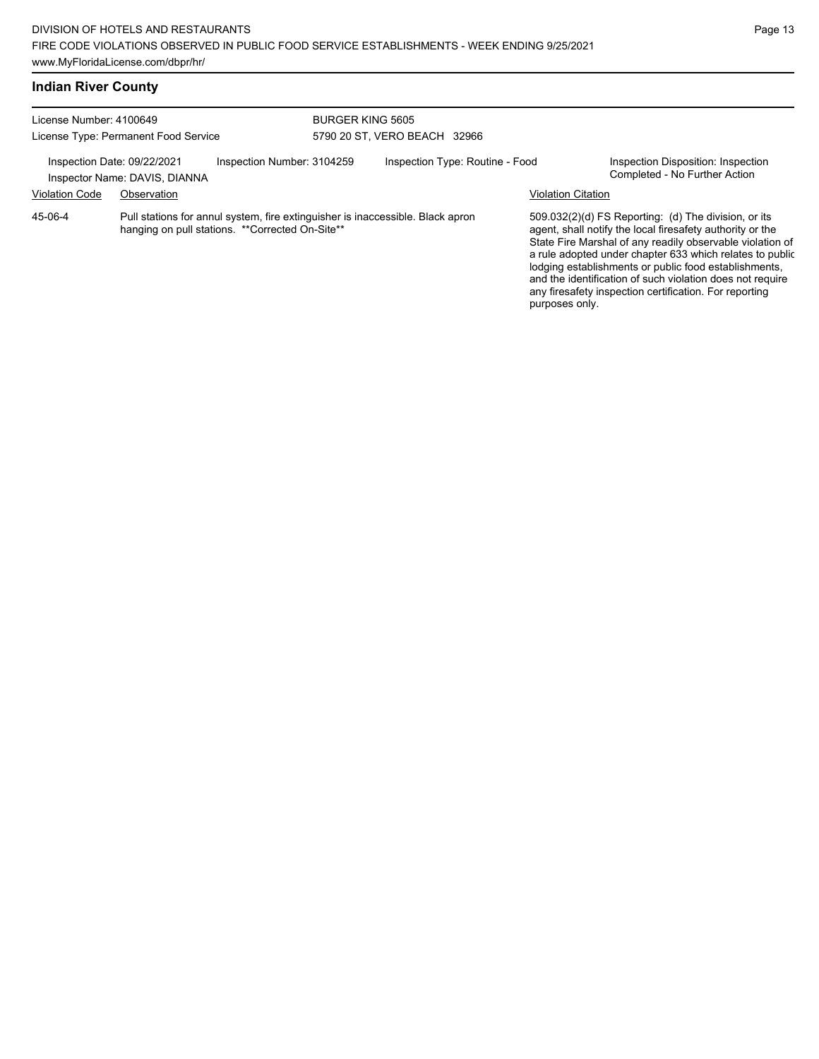## Indian River County

License Number: 4100649
License Type: Permanent Food Service

BURGER KING 5605
5790 20 ST, VERO BEACH 32966

Inspection Date: 09/22/2021
Inspector Name: DAVIS, DIANNA
Inspection Number: 3104259
Inspection Type: Routine - Food
Inspection Disposition: Inspection Completed - No Further Action

| Violation Code | Observation | Violation Citation |
| --- | --- | --- |
| 45-06-4 | Pull stations for annul system, fire extinguisher is inaccessible. Black apron hanging on pull stations. **Corrected On-Site** | 509.032(2)(d) FS Reporting: (d) The division, or its agent, shall notify the local firesafety authority or the State Fire Marshal of any readily observable violation of a rule adopted under chapter 633 which relates to public lodging establishments or public food establishments, and the identification of such violation does not require any firesafety inspection certification. For reporting purposes only. |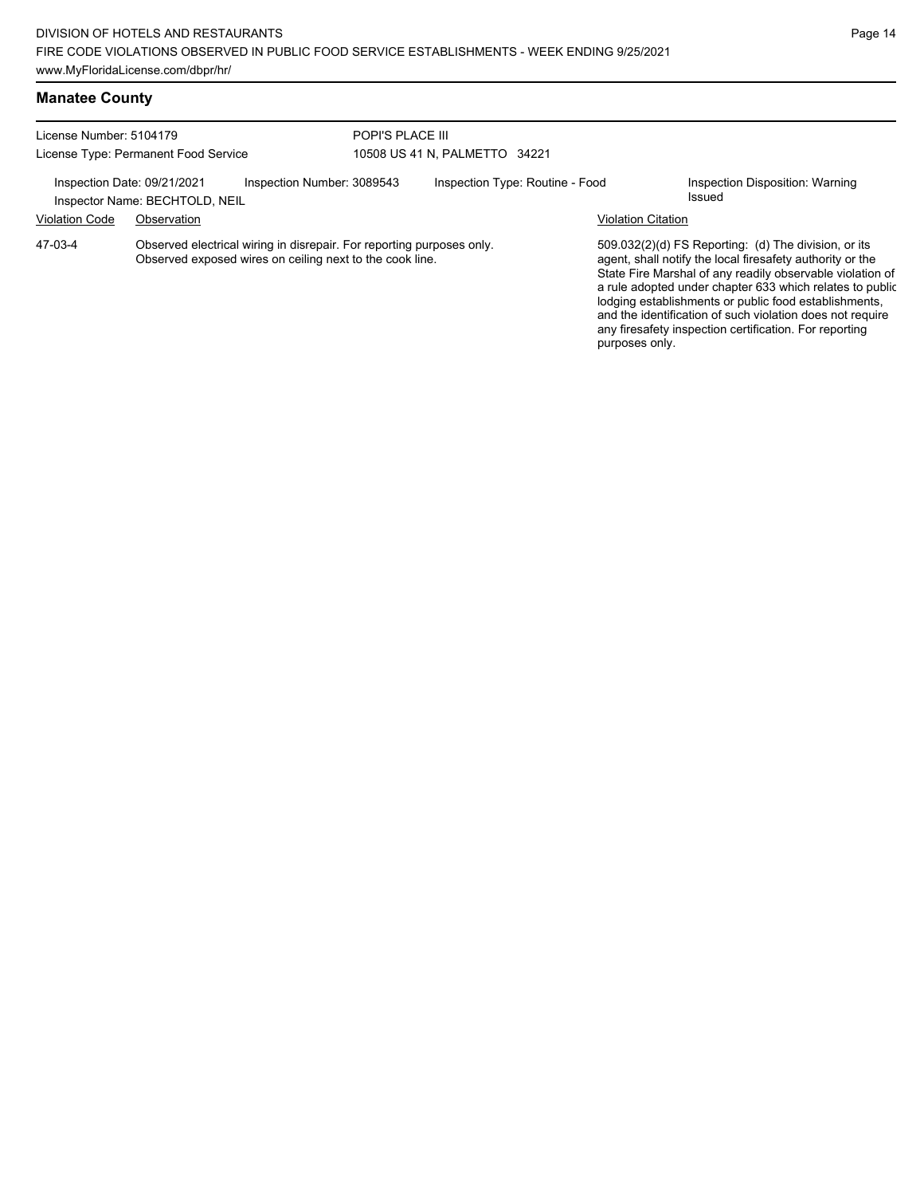## Manatee County

License Number: 5104179
License Type: Permanent Food Service

POPI'S PLACE III
10508 US 41 N, PALMETTO 34221

Inspection Date: 09/21/2021 | Inspection Number: 3089543 | Inspection Type: Routine - Food | Inspection Disposition: Warning Issued
Inspector Name: BECHTOLD, NEIL

| Violation Code | Observation | Violation Citation |
| --- | --- | --- |
| 47-03-4 | Observed electrical wiring in disrepair. For reporting purposes only. Observed exposed wires on ceiling next to the cook line. | 509.032(2)(d) FS Reporting: (d) The division, or its agent, shall notify the local firesafety authority or the State Fire Marshal of any readily observable violation of a rule adopted under chapter 633 which relates to public lodging establishments or public food establishments, and the identification of such violation does not require any firesafety inspection certification. For reporting purposes only. |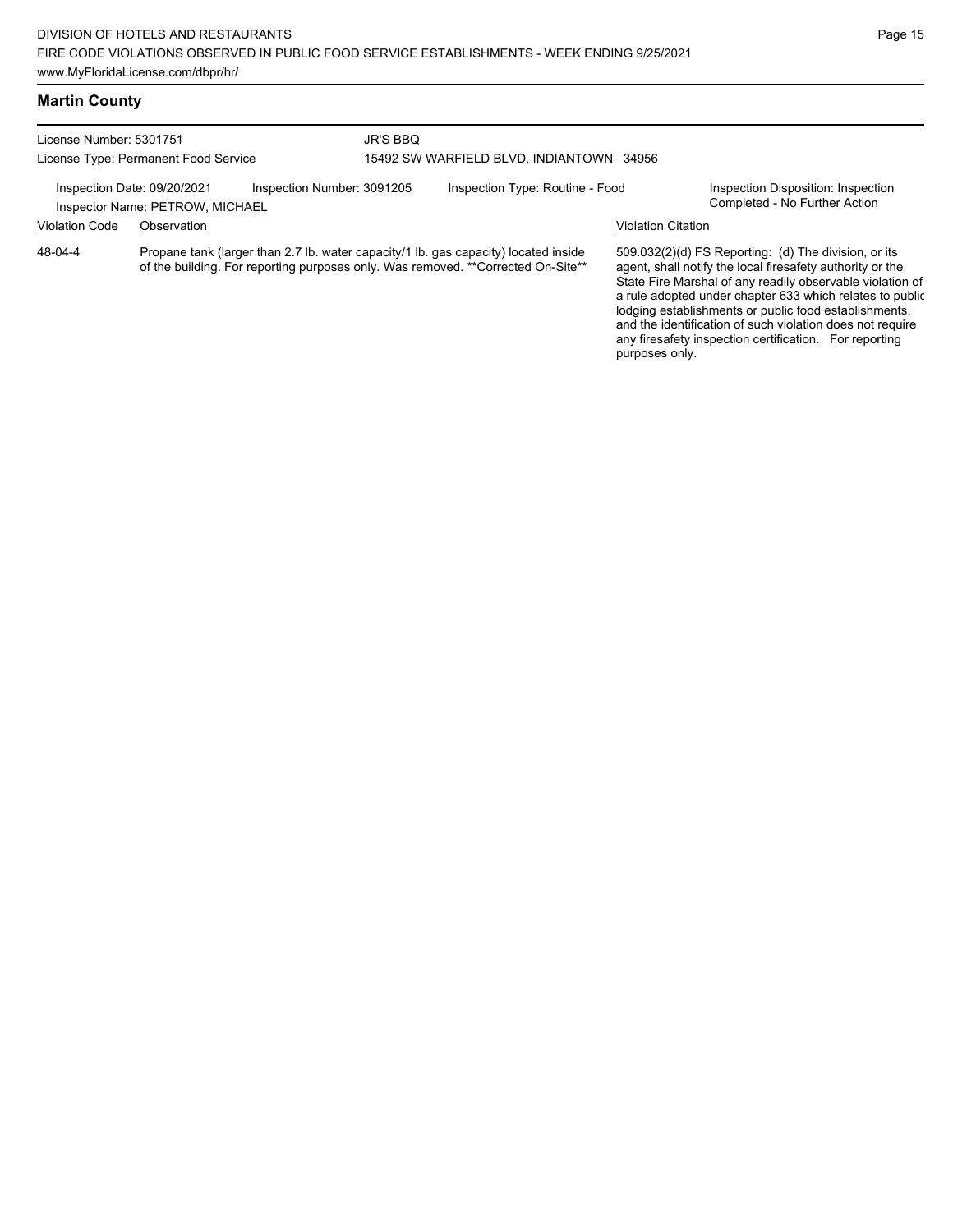## Martin County

License Number: 5301751
License Type: Permanent Food Service

JR'S BBQ
15492 SW WARFIELD BLVD, INDIANTOWN 34956

Inspection Date: 09/20/2021 | Inspection Number: 3091205 | Inspection Type: Routine - Food | Inspection Disposition: Inspection Completed - No Further Action

Inspector Name: PETROW, MICHAEL

| Violation Code | Observation | Violation Citation |
|---|---|---|
| 48-04-4 | Propane tank (larger than 2.7 lb. water capacity/1 lb. gas capacity) located inside of the building. For reporting purposes only. Was removed. **Corrected On-Site** | 509.032(2)(d) FS Reporting: (d) The division, or its agent, shall notify the local firesafety authority or the State Fire Marshal of any readily observable violation of a rule adopted under chapter 633 which relates to public lodging establishments or public food establishments, and the identification of such violation does not require any firesafety inspection certification. For reporting purposes only. |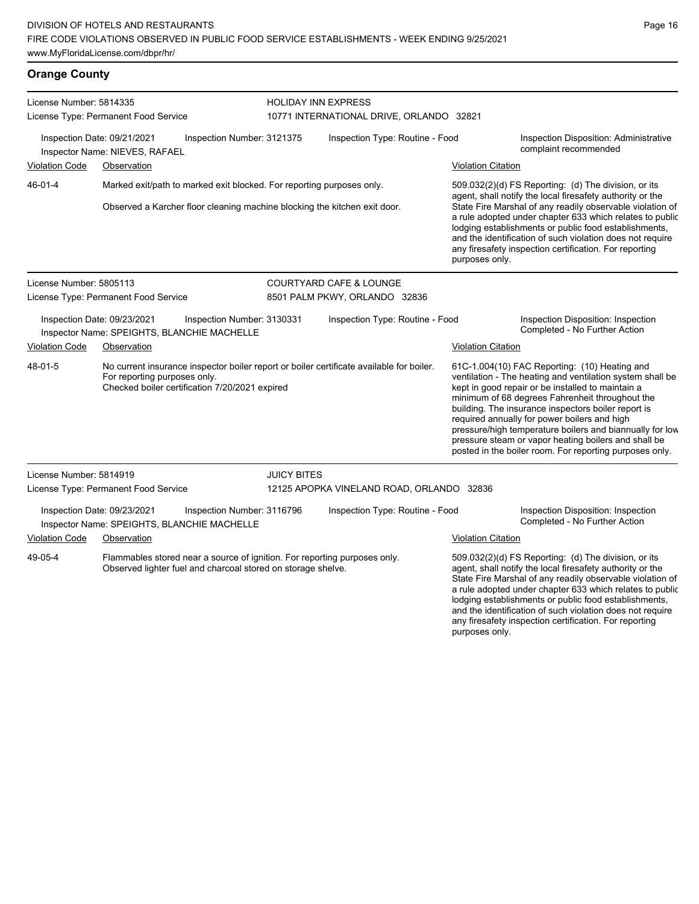## Orange County

**License Number:** 5814335
**License Type:** Permanent Food Service

**HOLIDAY INN EXPRESS**
10771 INTERNATIONAL DRIVE, ORLANDO 32821

Inspection Date: 09/21/2021 | Inspection Number: 3121375 | Inspection Type: Routine - Food | Inspection Disposition: Administrative complaint recommended
Inspector Name: NIEVES, RAFAEL

| Violation Code | Observation | Violation Citation |
|---|---|---|
| 46-01-4 | Marked exit/path to marked exit blocked. For reporting purposes only. Observed a Karcher floor cleaning machine blocking the kitchen exit door. | 509.032(2)(d) FS Reporting: (d) The division, or its agent, shall notify the local firesafety authority or the State Fire Marshal of any readily observable violation of a rule adopted under chapter 633 which relates to public lodging establishments or public food establishments, and the identification of such violation does not require any firesafety inspection certification. For reporting purposes only. |

**License Number:** 5805113
**License Type:** Permanent Food Service

**COURTYARD CAFE & LOUNGE**
8501 PALM PKWY, ORLANDO 32836

Inspection Date: 09/23/2021 | Inspection Number: 3130331 | Inspection Type: Routine - Food | Inspection Disposition: Inspection Completed - No Further Action
Inspector Name: SPEIGHTS, BLANCHIE MACHELLE

| Violation Code | Observation | Violation Citation |
|---|---|---|
| 48-01-5 | No current insurance inspector boiler report or boiler certificate available for boiler. For reporting purposes only. Checked boiler certification 7/20/2021 expired | 61C-1.004(10) FAC Reporting: (10) Heating and ventilation - The heating and ventilation system shall be kept in good repair or be installed to maintain a minimum of 68 degrees Fahrenheit throughout the building. The insurance inspectors boiler report is required annually for power boilers and high pressure/high temperature boilers and biannually for low pressure steam or vapor heating boilers and shall be posted in the boiler room. For reporting purposes only. |

**License Number:** 5814919
**License Type:** Permanent Food Service

**JUICY BITES**
12125 APOPKA VINELAND ROAD, ORLANDO 32836

Inspection Date: 09/23/2021 | Inspection Number: 3116796 | Inspection Type: Routine - Food | Inspection Disposition: Inspection Completed - No Further Action
Inspector Name: SPEIGHTS, BLANCHIE MACHELLE

| Violation Code | Observation | Violation Citation |
|---|---|---|
| 49-05-4 | Flammables stored near a source of ignition. For reporting purposes only. Observed lighter fuel and charcoal stored on storage shelve. | 509.032(2)(d) FS Reporting: (d) The division, or its agent, shall notify the local firesafety authority or the State Fire Marshal of any readily observable violation of a rule adopted under chapter 633 which relates to public lodging establishments or public food establishments, and the identification of such violation does not require any firesafety inspection certification. For reporting purposes only. |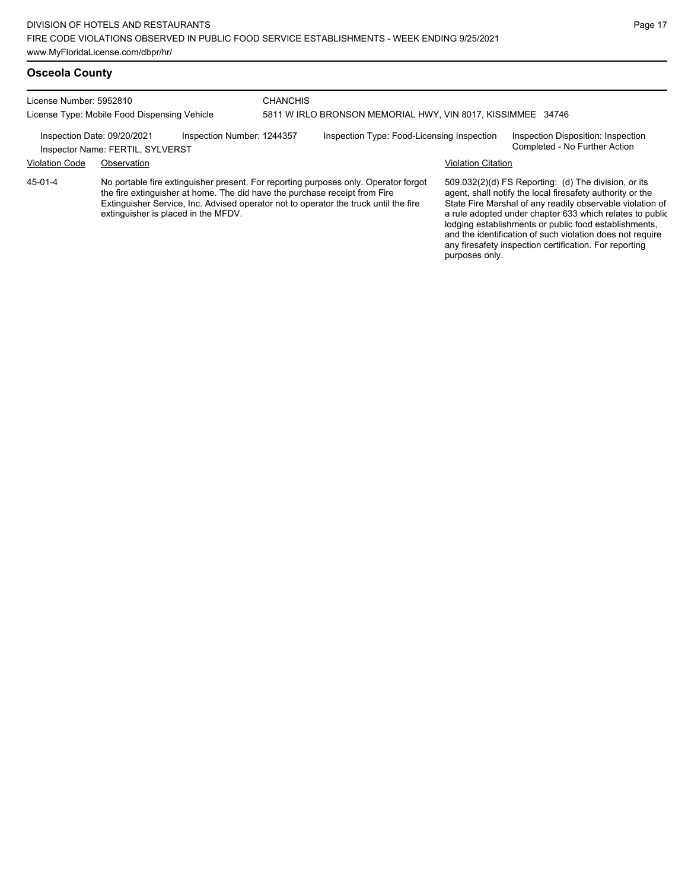## Osceola County

License Number: 5952810

License Type: Mobile Food Dispensing Vehicle

CHANCHIS

5811 W IRLO BRONSON MEMORIAL HWY, VIN 8017, KISSIMMEE 34746

Inspection Date: 09/20/2021

Inspection Number: 1244357

Inspection Type: Food-Licensing Inspection

Inspection Disposition: Inspection Completed - No Further Action

Inspector Name: FERTIL, SYLVERST

| Violation Code | Observation | Violation Citation |
| --- | --- | --- |
| 45-01-4 | No portable fire extinguisher present. For reporting purposes only. Operator forgot the fire extinguisher at home. The did have the purchase receipt from Fire Extinguisher Service, Inc. Advised operator not to operator the truck until the fire extinguisher is placed in the MFDV. | 509.032(2)(d) FS Reporting: (d) The division, or its agent, shall notify the local firesafety authority or the State Fire Marshal of any readily observable violation of a rule adopted under chapter 633 which relates to public lodging establishments or public food establishments, and the identification of such violation does not require any firesafety inspection certification. For reporting purposes only. |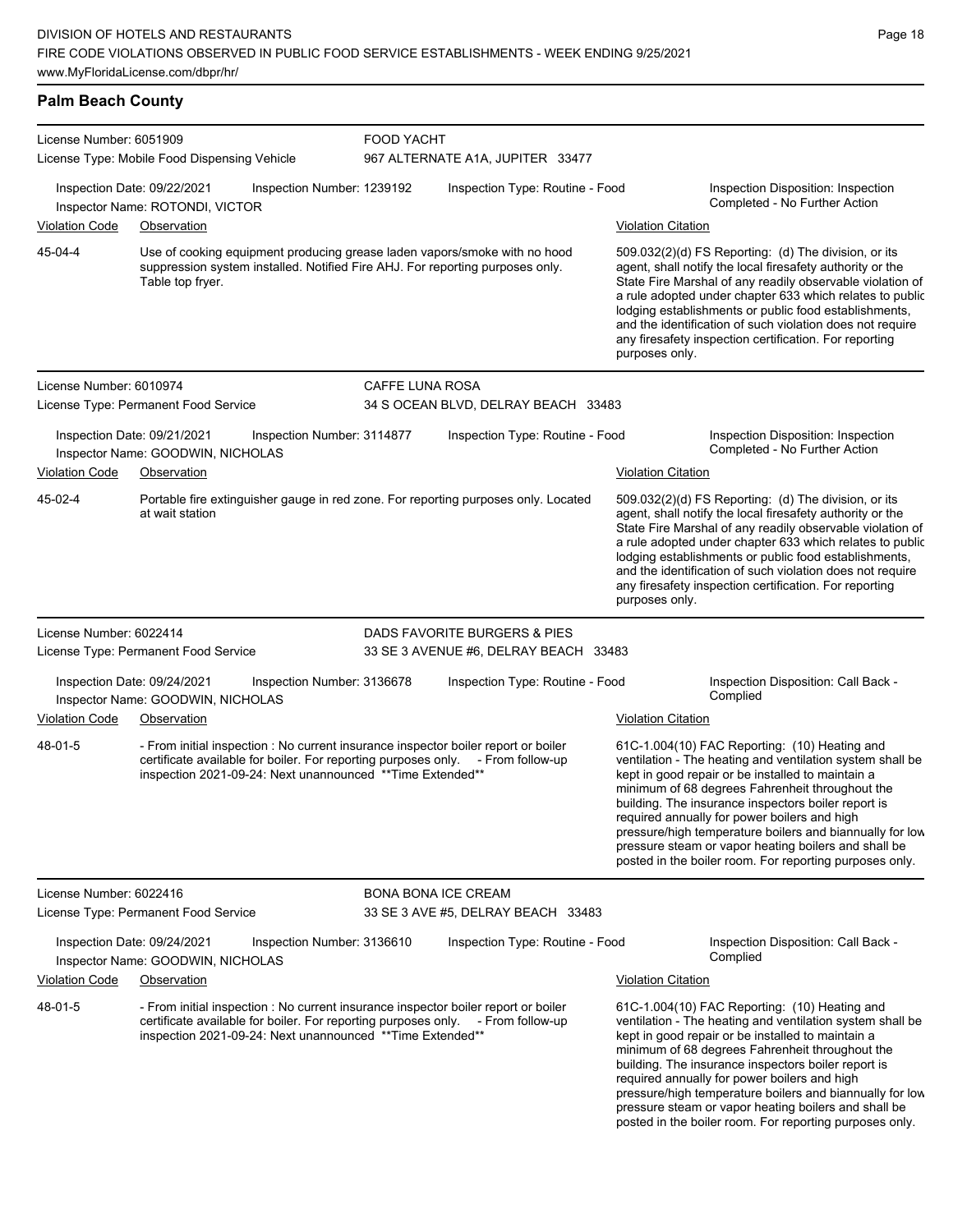## Palm Beach County

**License Number:** 6051909
**License Type:** Mobile Food Dispensing Vehicle
**FOOD YACHT**
967 ALTERNATE A1A, JUPITER 33477

Inspection Date: 09/22/2021 | Inspection Number: 1239192 | Inspection Type: Routine - Food | Inspection Disposition: Inspection Completed - No Further Action
Inspector Name: ROTONDI, VICTOR

| Violation Code | Observation | Violation Citation |
| --- | --- | --- |
| 45-04-4 | Use of cooking equipment producing grease laden vapors/smoke with no hood suppression system installed. Notified Fire AHJ. For reporting purposes only. Table top fryer. | 509.032(2)(d) FS Reporting: (d) The division, or its agent, shall notify the local firesafety authority or the State Fire Marshal of any readily observable violation of a rule adopted under chapter 633 which relates to public lodging establishments or public food establishments, and the identification of such violation does not require any firesafety inspection certification. For reporting purposes only. |

**License Number:** 6010974
**License Type:** Permanent Food Service
**CAFFE LUNA ROSA**
34 S OCEAN BLVD, DELRAY BEACH 33483

Inspection Date: 09/21/2021 | Inspection Number: 3114877 | Inspection Type: Routine - Food | Inspection Disposition: Inspection Completed - No Further Action
Inspector Name: GOODWIN, NICHOLAS

| Violation Code | Observation | Violation Citation |
| --- | --- | --- |
| 45-02-4 | Portable fire extinguisher gauge in red zone. For reporting purposes only. Located at wait station | 509.032(2)(d) FS Reporting: (d) The division, or its agent, shall notify the local firesafety authority or the State Fire Marshal of any readily observable violation of a rule adopted under chapter 633 which relates to public lodging establishments or public food establishments, and the identification of such violation does not require any firesafety inspection certification. For reporting purposes only. |

**License Number:** 6022414
**License Type:** Permanent Food Service
**DADS FAVORITE BURGERS & PIES**
33 SE 3 AVENUE #6, DELRAY BEACH 33483

Inspection Date: 09/24/2021 | Inspection Number: 3136678 | Inspection Type: Routine - Food | Inspection Disposition: Call Back - Complied
Inspector Name: GOODWIN, NICHOLAS

| Violation Code | Observation | Violation Citation |
| --- | --- | --- |
| 48-01-5 | - From initial inspection : No current insurance inspector boiler report or boiler certificate available for boiler. For reporting purposes only. - From follow-up inspection 2021-09-24: Next unannounced **Time Extended** | 61C-1.004(10) FAC Reporting: (10) Heating and ventilation - The heating and ventilation system shall be kept in good repair or be installed to maintain a minimum of 68 degrees Fahrenheit throughout the building. The insurance inspectors boiler report is required annually for power boilers and high pressure/high temperature boilers and biannually for low pressure steam or vapor heating boilers and shall be posted in the boiler room. For reporting purposes only. |

**License Number:** 6022416
**License Type:** Permanent Food Service
**BONA BONA ICE CREAM**
33 SE 3 AVE #5, DELRAY BEACH 33483

Inspection Date: 09/24/2021 | Inspection Number: 3136610 | Inspection Type: Routine - Food | Inspection Disposition: Call Back - Complied
Inspector Name: GOODWIN, NICHOLAS

| Violation Code | Observation | Violation Citation |
| --- | --- | --- |
| 48-01-5 | - From initial inspection : No current insurance inspector boiler report or boiler certificate available for boiler. For reporting purposes only. - From follow-up inspection 2021-09-24: Next unannounced **Time Extended** | 61C-1.004(10) FAC Reporting: (10) Heating and ventilation - The heating and ventilation system shall be kept in good repair or be installed to maintain a minimum of 68 degrees Fahrenheit throughout the building. The insurance inspectors boiler report is required annually for power boilers and high pressure/high temperature boilers and biannually for low pressure steam or vapor heating boilers and shall be posted in the boiler room. For reporting purposes only. |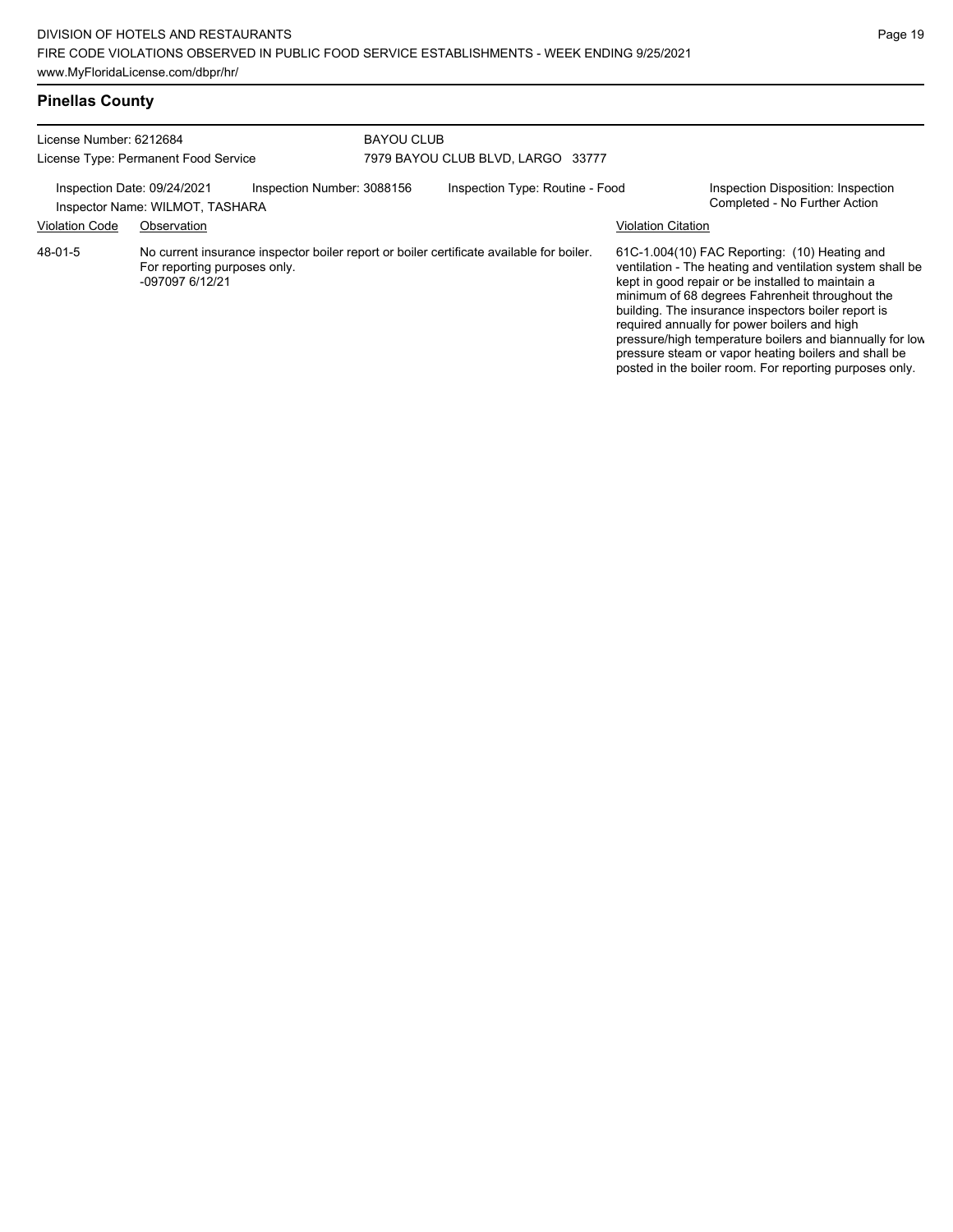## Pinellas County

License Number: 6212684
License Type: Permanent Food Service

BAYOU CLUB
7979 BAYOU CLUB BLVD, LARGO 33777

Inspection Date: 09/24/2021
Inspection Number: 3088156
Inspection Type: Routine - Food
Inspection Disposition: Inspection Completed - No Further Action
Inspector Name: WILMOT, TASHARA

| Violation Code | Observation | Violation Citation |
|---|---|---|
| 48-01-5 | No current insurance inspector boiler report or boiler certificate available for boiler. For reporting purposes only. -097097 6/12/21 | 61C-1.004(10) FAC Reporting: (10) Heating and ventilation - The heating and ventilation system shall be kept in good repair or be installed to maintain a minimum of 68 degrees Fahrenheit throughout the building. The insurance inspectors boiler report is required annually for power boilers and high pressure/high temperature boilers and biannually for low pressure steam or vapor heating boilers and shall be posted in the boiler room. For reporting purposes only. |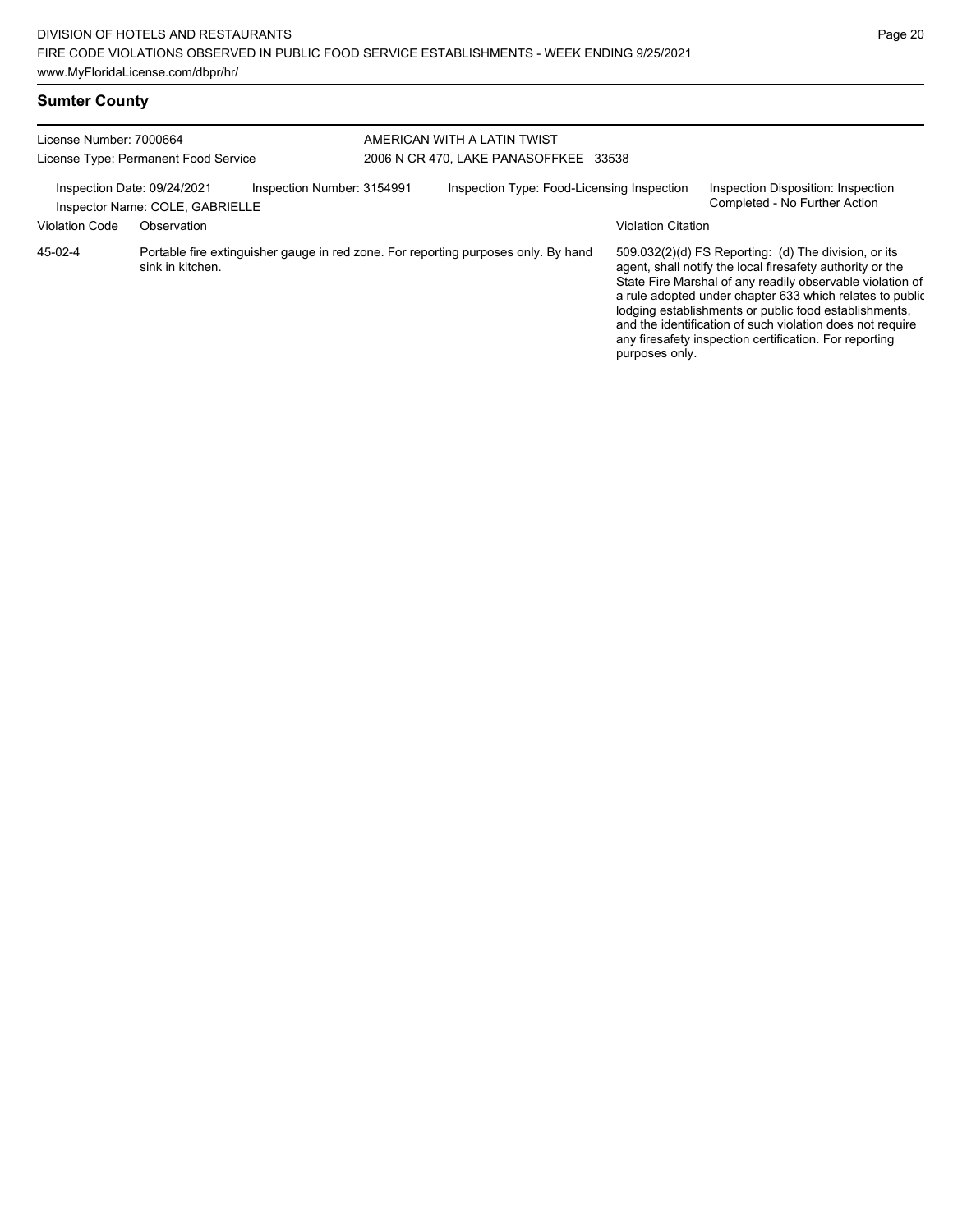## Sumter County

License Number: 7000664

License Type: Permanent Food Service

AMERICAN WITH A LATIN TWIST

2006 N CR 470, LAKE PANASOFFKEE 33538

Inspection Date: 09/24/2021 | Inspection Number: 3154991 | Inspection Type: Food-Licensing Inspection | Inspection Disposition: Inspection Completed - No Further Action

Inspector Name: COLE, GABRIELLE

| Violation Code | Observation | Violation Citation |
|---|---|---|
| 45-02-4 | Portable fire extinguisher gauge in red zone. For reporting purposes only. By hand sink in kitchen. | 509.032(2)(d) FS Reporting: (d) The division, or its agent, shall notify the local firesafety authority or the State Fire Marshal of any readily observable violation of a rule adopted under chapter 633 which relates to public lodging establishments or public food establishments, and the identification of such violation does not require any firesafety inspection certification. For reporting purposes only. |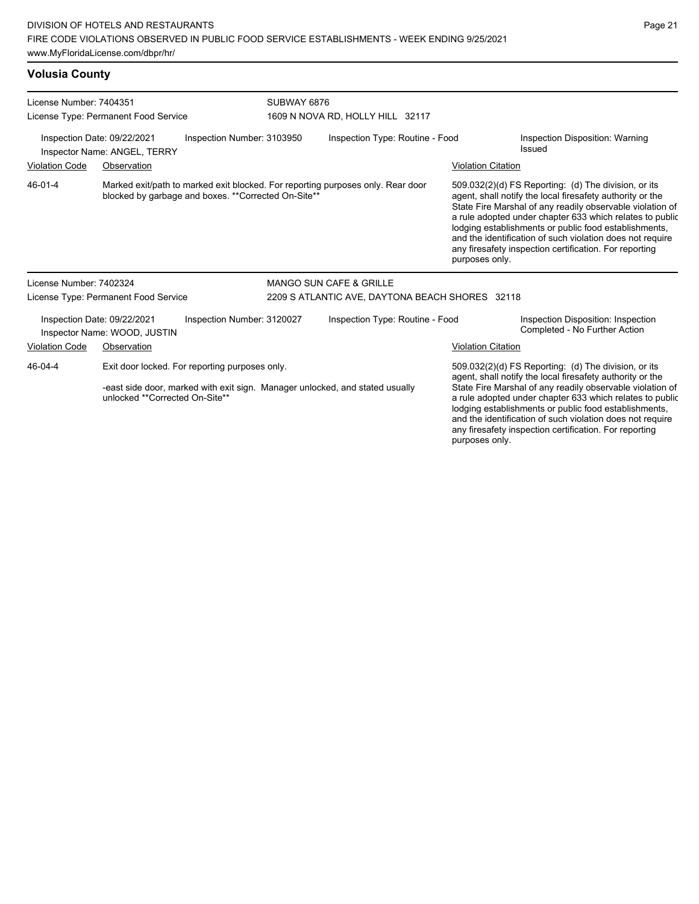## Volusia County

License Number: 7404351
License Type: Permanent Food Service

SUBWAY 6876
1609 N NOVA RD, HOLLY HILL 32117

Inspection Date: 09/22/2021
Inspector Name: ANGEL, TERRY
Inspection Number: 3103950
Inspection Type: Routine - Food
Inspection Disposition: Warning Issued

| Violation Code | Observation | Violation Citation |
| --- | --- | --- |
| 46-01-4 | Marked exit/path to marked exit blocked. For reporting purposes only. Rear door blocked by garbage and boxes. **Corrected On-Site** | 509.032(2)(d) FS Reporting: (d) The division, or its agent, shall notify the local firesafety authority or the State Fire Marshal of any readily observable violation of a rule adopted under chapter 633 which relates to public lodging establishments or public food establishments, and the identification of such violation does not require any firesafety inspection certification. For reporting purposes only. |

License Number: 7402324
License Type: Permanent Food Service

MANGO SUN CAFE & GRILLE
2209 S ATLANTIC AVE, DAYTONA BEACH SHORES 32118

Inspection Date: 09/22/2021
Inspector Name: WOOD, JUSTIN
Inspection Number: 3120027
Inspection Type: Routine - Food
Inspection Disposition: Inspection Completed - No Further Action

| Violation Code | Observation | Violation Citation |
| --- | --- | --- |
| 46-04-4 | Exit door locked. For reporting purposes only.<br><br>-east side door, marked with exit sign. Manager unlocked, and stated usually unlocked **Corrected On-Site** | 509.032(2)(d) FS Reporting: (d) The division, or its agent, shall notify the local firesafety authority or the State Fire Marshal of any readily observable violation of a rule adopted under chapter 633 which relates to public lodging establishments or public food establishments, and the identification of such violation does not require any firesafety inspection certification. For reporting purposes only. |